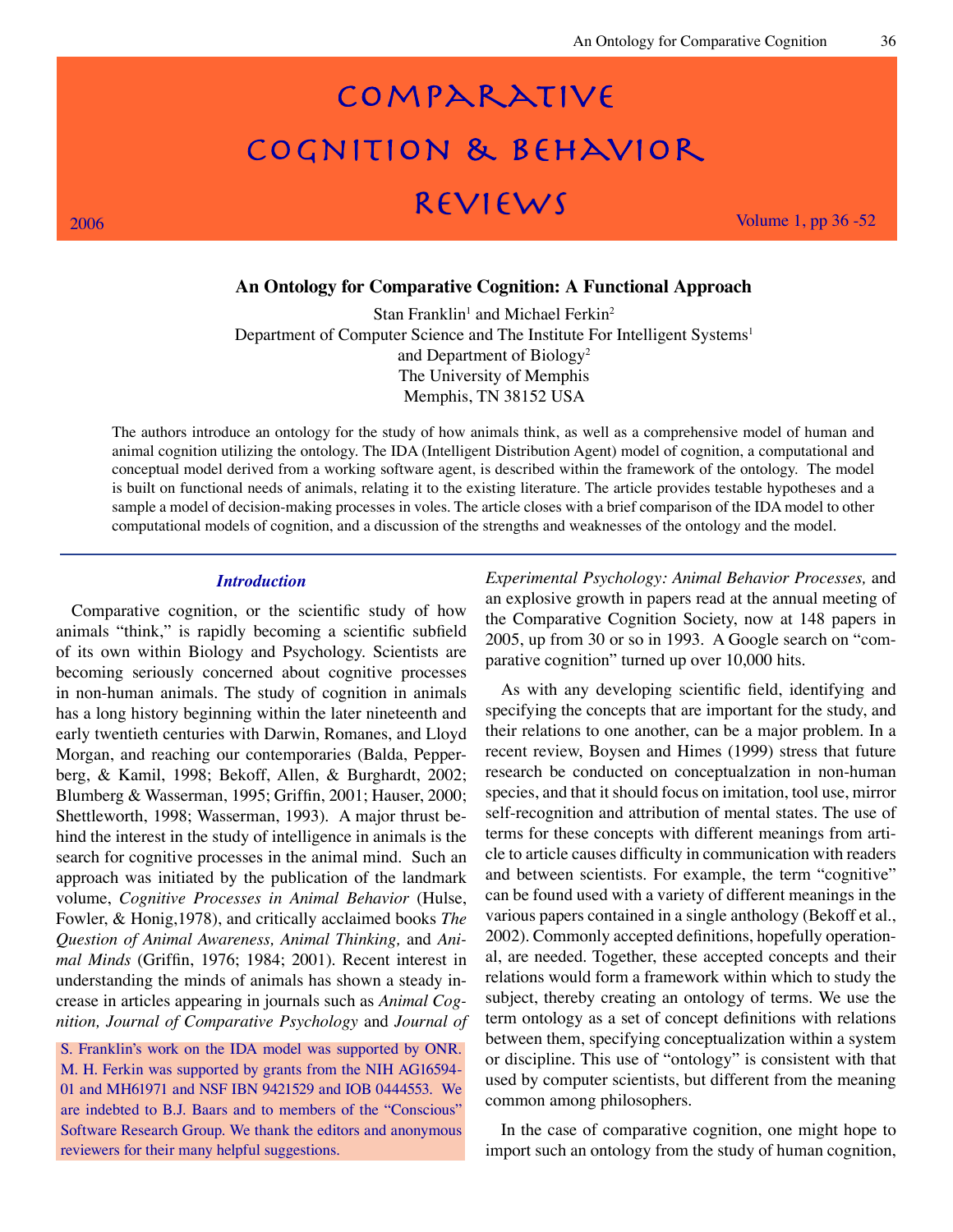# Comparative Cognition & Behavior Reviews

2006 — Volume 1, pp 36 -52

## An Ontology for Comparative Cognition: A Functional Approach

Stan Franklin[1] and Michael Ferkin[2]
Department of Computer Science and The Institute For Intelligent Systems[1]
and Department of Biology[2]
The University of Memphis
Memphis, TN 38152 USA

The authors introduce an ontology for the study of how animals think, as well as a comprehensive model of human and animal cognition utilizing the ontology. The IDA (Intelligent Distribution Agent) model of cognition, a computational and conceptual model derived from a working software agent, is described within the framework of the ontology. The model is built on functional needs of animals, relating it to the existing literature. The article provides testable hypotheses and a sample a model of decision-making processes in voles. The article closes with a brief comparison of the IDA model to other computational models of cognition, and a discussion of the strengths and weaknesses of the ontology and the model.

### *Introduction*

Comparative cognition, or the scientific study of how animals "think," is rapidly becoming a scientific subfield of its own within Biology and Psychology. Scientists are becoming seriously concerned about cognitive processes in non-human animals. The study of cognition in animals has a long history beginning within the later nineteenth and early twentieth centuries with Darwin, Romanes, and Lloyd Morgan, and reaching our contemporaries (Balda, Pepperberg, & Kamil, 1998; Bekoff, Allen, & Burghardt, 2002; Blumberg & Wasserman, 1995; Griffin, 2001; Hauser, 2000; Shettleworth, 1998; Wasserman, 1993). A major thrust behind the interest in the study of intelligence in animals is the search for cognitive processes in the animal mind. Such an approach was initiated by the publication of the landmark volume, *Cognitive Processes in Animal Behavior* (Hulse, Fowler, & Honig,1978), and critically acclaimed books *The Question of Animal Awareness, Animal Thinking,* and *Animal Minds* (Griffin, 1976; 1984; 2001). Recent interest in understanding the minds of animals has shown a steady increase in articles appearing in journals such as *Animal Cognition, Journal of Comparative Psychology* and *Journal of Experimental Psychology: Animal Behavior Processes,* and an explosive growth in papers read at the annual meeting of the Comparative Cognition Society, now at 148 papers in 2005, up from 30 or so in 1993. A Google search on "comparative cognition" turned up over 10,000 hits.

As with any developing scientific field, identifying and specifying the concepts that are important for the study, and their relations to one another, can be a major problem. In a recent review, Boysen and Himes (1999) stress that future research be conducted on conceptualzation in non-human species, and that it should focus on imitation, tool use, mirror self-recognition and attribution of mental states. The use of terms for these concepts with different meanings from article to article causes difficulty in communication with readers and between scientists. For example, the term "cognitive" can be found used with a variety of different meanings in the various papers contained in a single anthology (Bekoff et al., 2002). Commonly accepted definitions, hopefully operational, are needed. Together, these accepted concepts and their relations would form a framework within which to study the subject, thereby creating an ontology of terms. We use the term ontology as a set of concept definitions with relations between them, specifying conceptualization within a system or discipline. This use of "ontology" is consistent with that used by computer scientists, but different from the meaning common among philosophers.

In the case of comparative cognition, one might hope to import such an ontology from the study of human cognition,

S. Franklin's work on the IDA model was supported by ONR. M. H. Ferkin was supported by grants from the NIH AG16594-01 and MH61971 and NSF IBN 9421529 and IOB 0444553. We are indebted to B.J. Baars and to members of the "Conscious" Software Research Group. We thank the editors and anonymous reviewers for their many helpful suggestions.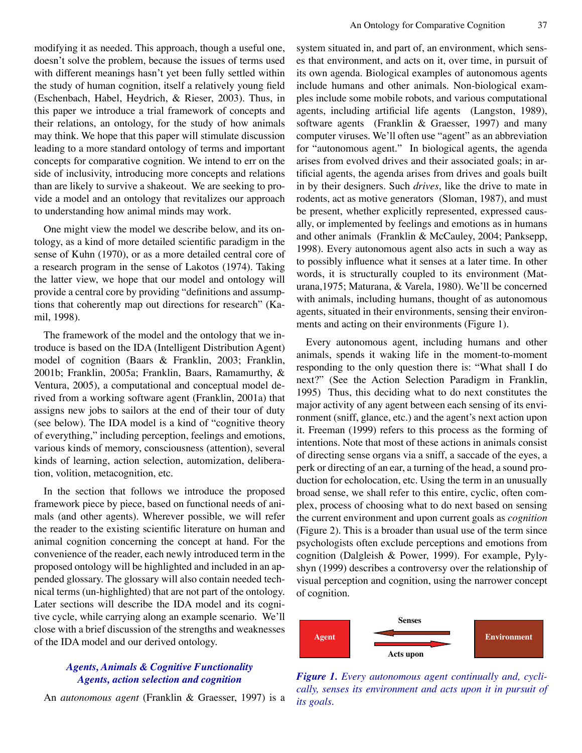modifying it as needed. This approach, though a useful one, doesn't solve the problem, because the issues of terms used with different meanings hasn't yet been fully settled within the study of human cognition, itself a relatively young field (Eschenbach, Habel, Heydrich, & Rieser, 2003). Thus, in this paper we introduce a trial framework of concepts and their relations, an ontology, for the study of how animals may think. We hope that this paper will stimulate discussion leading to a more standard ontology of terms and important concepts for comparative cognition. We intend to err on the side of inclusivity, introducing more concepts and relations than are likely to survive a shakeout. We are seeking to provide a model and an ontology that revitalizes our approach to understanding how animal minds may work.

One might view the model we describe below, and its ontology, as a kind of more detailed scientific paradigm in the sense of Kuhn (1970), or as a more detailed central core of a research program in the sense of Lakotos (1974). Taking the latter view, we hope that our model and ontology will provide a central core by providing "definitions and assumptions that coherently map out directions for research" (Kamil, 1998).

The framework of the model and the ontology that we introduce is based on the IDA (Intelligent Distribution Agent) model of cognition (Baars & Franklin, 2003; Franklin, 2001b; Franklin, 2005a; Franklin, Baars, Ramamurthy, & Ventura, 2005), a computational and conceptual model derived from a working software agent (Franklin, 2001a) that assigns new jobs to sailors at the end of their tour of duty (see below). The IDA model is a kind of "cognitive theory of everything," including perception, feelings and emotions, various kinds of memory, consciousness (attention), several kinds of learning, action selection, automization, deliberation, volition, metacognition, etc.

In the section that follows we introduce the proposed framework piece by piece, based on functional needs of animals (and other agents). Wherever possible, we will refer the reader to the existing scientific literature on human and animal cognition concerning the concept at hand. For the convenience of the reader, each newly introduced term in the proposed ontology will be highlighted and included in an appended glossary. The glossary will also contain needed technical terms (un-highlighted) that are not part of the ontology. Later sections will describe the IDA model and its cognitive cycle, while carrying along an example scenario. We'll close with a brief discussion of the strengths and weaknesses of the IDA model and our derived ontology.

## *Agents, Animals & Cognitive Functionality*

### *Agents, action selection and cognition*

An *autonomous agent* (Franklin & Graesser, 1997) is a system situated in, and part of, an environment, which senses that environment, and acts on it, over time, in pursuit of its own agenda. Biological examples of autonomous agents include humans and other animals. Non-biological examples include some mobile robots, and various computational agents, including artificial life agents (Langston, 1989), software agents (Franklin & Graesser, 1997) and many computer viruses. We'll often use "agent" as an abbreviation for "autonomous agent." In biological agents, the agenda arises from evolved drives and their associated goals; in artificial agents, the agenda arises from drives and goals built in by their designers. Such *drives*, like the drive to mate in rodents, act as motive generators (Sloman, 1987), and must be present, whether explicitly represented, expressed causally, or implemented by feelings and emotions as in humans and other animals (Franklin & McCauley, 2004; Panksepp, 1998). Every autonomous agent also acts in such a way as to possibly influence what it senses at a later time. In other words, it is structurally coupled to its environment (Maturana,1975; Maturana, & Varela, 1980). We'll be concerned with animals, including humans, thought of as autonomous agents, situated in their environments, sensing their environments and acting on their environments (Figure 1).

Every autonomous agent, including humans and other animals, spends it waking life in the moment-to-moment responding to the only question there is: "What shall I do next?" (See the Action Selection Paradigm in Franklin, 1995) Thus, this deciding what to do next constitutes the major activity of any agent between each sensing of its environment (sniff, glance, etc.) and the agent's next action upon it. Freeman (1999) refers to this process as the forming of intentions. Note that most of these actions in animals consist of directing sense organs via a sniff, a saccade of the eyes, a perk or directing of an ear, a turning of the head, a sound production for echolocation, etc. Using the term in an unusually broad sense, we shall refer to this entire, cyclic, often complex, process of choosing what to do next based on sensing the current environment and upon current goals as *cognition* (Figure 2). This is a broader than usual use of the term since psychologists often exclude perceptions and emotions from cognition (Dalgleish & Power, 1999). For example, Pylyshyn (1999) describes a controversy over the relationship of visual perception and cognition, using the narrower concept of cognition.

Agent — Senses / Acts upon — Environment

***Figure 1.*** *Every autonomous agent continually and, cyclically, senses its environment and acts upon it in pursuit of its goals.*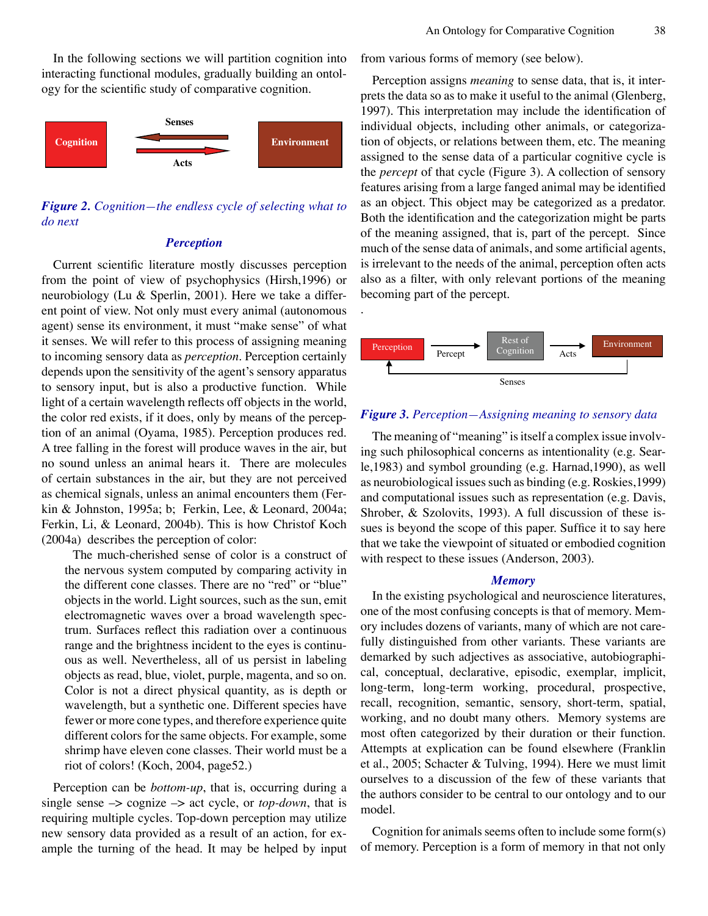In the following sections we will partition cognition into interacting functional modules, gradually building an ontology for the scientific study of comparative cognition.

*Figure 2. Cognition—the endless cycle of selecting what to do next*

### *Perception*

Current scientific literature mostly discusses perception from the point of view of psychophysics (Hirsh,1996) or neurobiology (Lu & Sperlin, 2001). Here we take a different point of view. Not only must every animal (autonomous agent) sense its environment, it must "make sense" of what it senses. We will refer to this process of assigning meaning to incoming sensory data as *perception*. Perception certainly depends upon the sensitivity of the agent's sensory apparatus to sensory input, but is also a productive function. While light of a certain wavelength reflects off objects in the world, the color red exists, if it does, only by means of the perception of an animal (Oyama, 1985). Perception produces red. A tree falling in the forest will produce waves in the air, but no sound unless an animal hears it. There are molecules of certain substances in the air, but they are not perceived as chemical signals, unless an animal encounters them (Ferkin & Johnston, 1995a; b; Ferkin, Lee, & Leonard, 2004a; Ferkin, Li, & Leonard, 2004b). This is how Christof Koch (2004a) describes the perception of color:

> The much-cherished sense of color is a construct of the nervous system computed by comparing activity in the different cone classes. There are no "red" or "blue" objects in the world. Light sources, such as the sun, emit electromagnetic waves over a broad wavelength spectrum. Surfaces reflect this radiation over a continuous range and the brightness incident to the eyes is continuous as well. Nevertheless, all of us persist in labeling objects as read, blue, violet, purple, magenta, and so on. Color is not a direct physical quantity, as is depth or wavelength, but a synthetic one. Different species have fewer or more cone types, and therefore experience quite different colors for the same objects. For example, some shrimp have eleven cone classes. Their world must be a riot of colors! (Koch, 2004, page52.)

Perception can be *bottom-up*, that is, occurring during a single sense –> cognize –> act cycle, or *top-down*, that is requiring multiple cycles. Top-down perception may utilize new sensory data provided as a result of an action, for example the turning of the head. It may be helped by input from various forms of memory (see below).

Perception assigns *meaning* to sense data, that is, it interprets the data so as to make it useful to the animal (Glenberg, 1997). This interpretation may include the identification of individual objects, including other animals, or categorization of objects, or relations between them, etc. The meaning assigned to the sense data of a particular cognitive cycle is the *percept* of that cycle (Figure 3). A collection of sensory features arising from a large fanged animal may be identified as an object. This object may be categorized as a predator. Both the identification and the categorization might be parts of the meaning assigned, that is, part of the percept. Since much of the sense data of animals, and some artificial agents, is irrelevant to the needs of the animal, perception often acts also as a filter, with only relevant portions of the meaning becoming part of the percept.

*Figure 3. Perception—Assigning meaning to sensory data*

The meaning of "meaning" is itself a complex issue involving such philosophical concerns as intentionality (e.g. Searle,1983) and symbol grounding (e.g. Harnad,1990), as well as neurobiological issues such as binding (e.g. Roskies,1999) and computational issues such as representation (e.g. Davis, Shrober, & Szolovits, 1993). A full discussion of these issues is beyond the scope of this paper. Suffice it to say here that we take the viewpoint of situated or embodied cognition with respect to these issues (Anderson, 2003).

### *Memory*

In the existing psychological and neuroscience literatures, one of the most confusing concepts is that of memory. Memory includes dozens of variants, many of which are not carefully distinguished from other variants. These variants are demarked by such adjectives as associative, autobiographical, conceptual, declarative, episodic, exemplar, implicit, long-term, long-term working, procedural, prospective, recall, recognition, semantic, sensory, short-term, spatial, working, and no doubt many others. Memory systems are most often categorized by their duration or their function. Attempts at explication can be found elsewhere (Franklin et al., 2005; Schacter & Tulving, 1994). Here we must limit ourselves to a discussion of the few of these variants that the authors consider to be central to our ontology and to our model.

Cognition for animals seems often to include some form(s) of memory. Perception is a form of memory in that not only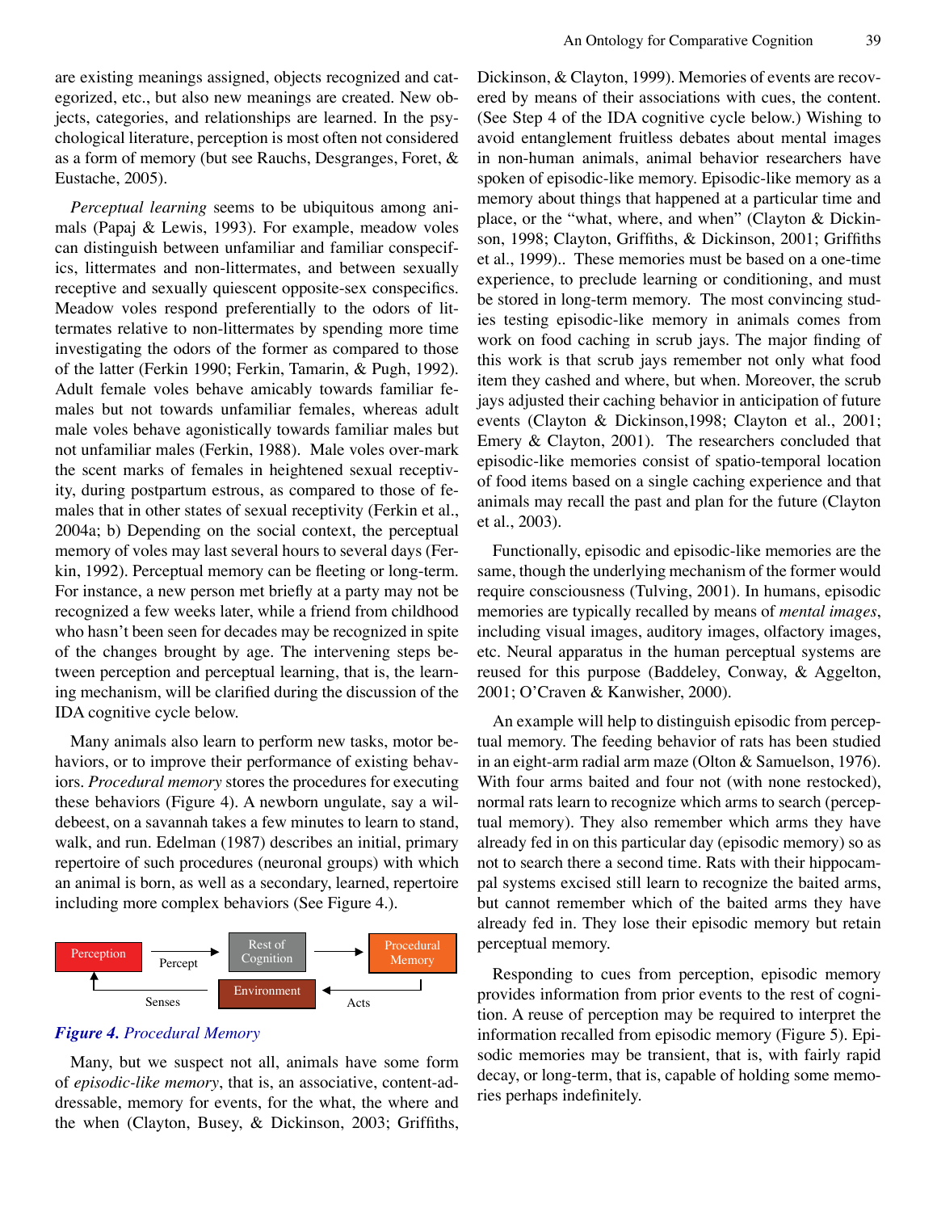are existing meanings assigned, objects recognized and categorized, etc., but also new meanings are created. New objects, categories, and relationships are learned. In the psychological literature, perception is most often not considered as a form of memory (but see Rauchs, Desgranges, Foret, & Eustache, 2005).

*Perceptual learning* seems to be ubiquitous among animals (Papaj & Lewis, 1993). For example, meadow voles can distinguish between unfamiliar and familiar conspecifics, littermates and non-littermates, and between sexually receptive and sexually quiescent opposite-sex conspecifics. Meadow voles respond preferentially to the odors of littermates relative to non-littermates by spending more time investigating the odors of the former as compared to those of the latter (Ferkin 1990; Ferkin, Tamarin, & Pugh, 1992). Adult female voles behave amicably towards familiar females but not towards unfamiliar females, whereas adult male voles behave agonistically towards familiar males but not unfamiliar males (Ferkin, 1988). Male voles over-mark the scent marks of females in heightened sexual receptivity, during postpartum estrous, as compared to those of females that in other states of sexual receptivity (Ferkin et al., 2004a; b) Depending on the social context, the perceptual memory of voles may last several hours to several days (Ferkin, 1992). Perceptual memory can be fleeting or long-term. For instance, a new person met briefly at a party may not be recognized a few weeks later, while a friend from childhood who hasn't been seen for decades may be recognized in spite of the changes brought by age. The intervening steps between perception and perceptual learning, that is, the learning mechanism, will be clarified during the discussion of the IDA cognitive cycle below.

Many animals also learn to perform new tasks, motor behaviors, or to improve their performance of existing behaviors. *Procedural memory* stores the procedures for executing these behaviors (Figure 4). A newborn ungulate, say a wildebeest, on a savannah takes a few minutes to learn to stand, walk, and run. Edelman (1987) describes an initial, primary repertoire of such procedures (neuronal groups) with which an animal is born, as well as a secondary, learned, repertoire including more complex behaviors (See Figure 4.).

Perception → Percept → Rest of Cognition → Procedural Memory → Acts → Environment → Senses → Perception

***Figure 4.*** Procedural Memory

Many, but we suspect not all, animals have some form of *episodic-like memory*, that is, an associative, content-addressable, memory for events, for the what, the where and the when (Clayton, Busey, & Dickinson, 2003; Griffiths, Dickinson, & Clayton, 1999). Memories of events are recovered by means of their associations with cues, the content. (See Step 4 of the IDA cognitive cycle below.) Wishing to avoid entanglement fruitless debates about mental images in non-human animals, animal behavior researchers have spoken of episodic-like memory. Episodic-like memory as a memory about things that happened at a particular time and place, or the "what, where, and when" (Clayton & Dickinson, 1998; Clayton, Griffiths, & Dickinson, 2001; Griffiths et al., 1999).. These memories must be based on a one-time experience, to preclude learning or conditioning, and must be stored in long-term memory. The most convincing studies testing episodic-like memory in animals comes from work on food caching in scrub jays. The major finding of this work is that scrub jays remember not only what food item they cashed and where, but when. Moreover, the scrub jays adjusted their caching behavior in anticipation of future events (Clayton & Dickinson,1998; Clayton et al., 2001; Emery & Clayton, 2001). The researchers concluded that episodic-like memories consist of spatio-temporal location of food items based on a single caching experience and that animals may recall the past and plan for the future (Clayton et al., 2003).

Functionally, episodic and episodic-like memories are the same, though the underlying mechanism of the former would require consciousness (Tulving, 2001). In humans, episodic memories are typically recalled by means of *mental images*, including visual images, auditory images, olfactory images, etc. Neural apparatus in the human perceptual systems are reused for this purpose (Baddeley, Conway, & Aggelton, 2001; O'Craven & Kanwisher, 2000).

An example will help to distinguish episodic from perceptual memory. The feeding behavior of rats has been studied in an eight-arm radial arm maze (Olton & Samuelson, 1976). With four arms baited and four not (with none restocked), normal rats learn to recognize which arms to search (perceptual memory). They also remember which arms they have already fed in on this particular day (episodic memory) so as not to search there a second time. Rats with their hippocampal systems excised still learn to recognize the baited arms, but cannot remember which of the baited arms they have already fed in. They lose their episodic memory but retain perceptual memory.

Responding to cues from perception, episodic memory provides information from prior events to the rest of cognition. A reuse of perception may be required to interpret the information recalled from episodic memory (Figure 5). Episodic memories may be transient, that is, with fairly rapid decay, or long-term, that is, capable of holding some memories perhaps indefinitely.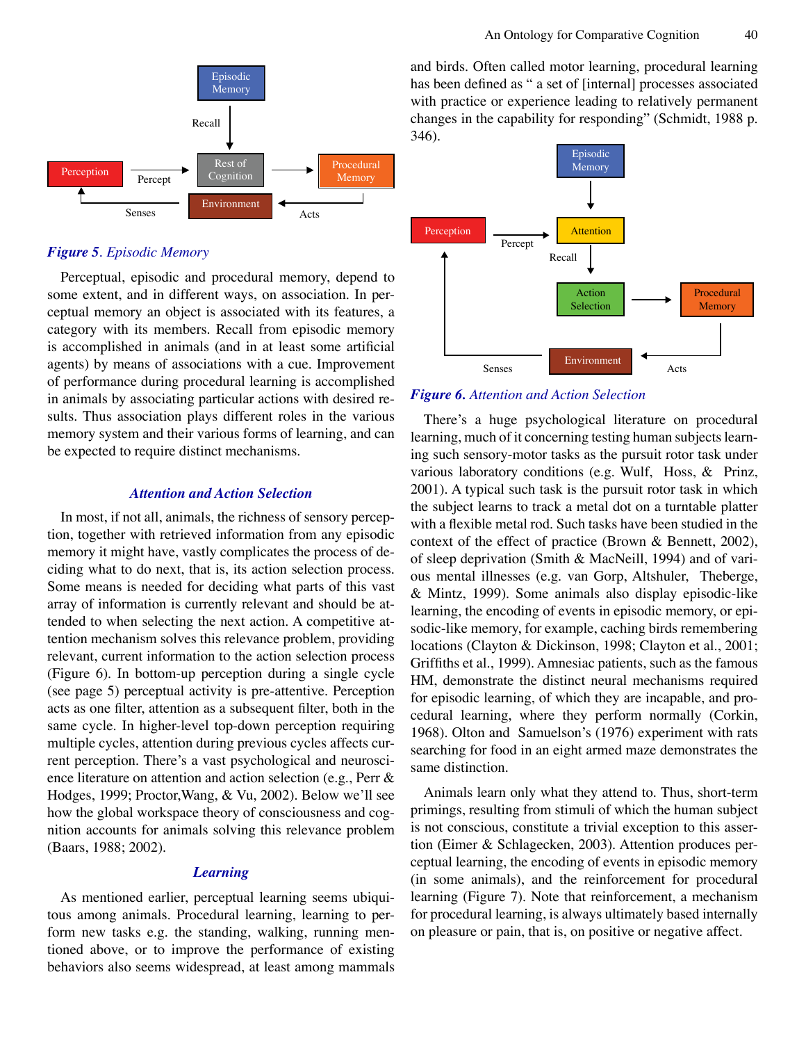*Figure 5. Episodic Memory*

Perceptual, episodic and procedural memory, depend to some extent, and in different ways, on association. In perceptual memory an object is associated with its features, a category with its members. Recall from episodic memory is accomplished in animals (and in at least some artificial agents) by means of associations with a cue. Improvement of performance during procedural learning is accomplished in animals by associating particular actions with desired results. Thus association plays different roles in the various memory system and their various forms of learning, and can be expected to require distinct mechanisms.

### *Attention and Action Selection*

In most, if not all, animals, the richness of sensory perception, together with retrieved information from any episodic memory it might have, vastly complicates the process of deciding what to do next, that is, its action selection process. Some means is needed for deciding what parts of this vast array of information is currently relevant and should be attended to when selecting the next action. A competitive attention mechanism solves this relevance problem, providing relevant, current information to the action selection process (Figure 6). In bottom-up perception during a single cycle (see page 5) perceptual activity is pre-attentive. Perception acts as one filter, attention as a subsequent filter, both in the same cycle. In higher-level top-down perception requiring multiple cycles, attention during previous cycles affects current perception. There's a vast psychological and neuroscience literature on attention and action selection (e.g., Perr & Hodges, 1999; Proctor,Wang, & Vu, 2002). Below we'll see how the global workspace theory of consciousness and cognition accounts for animals solving this relevance problem (Baars, 1988; 2002).

### *Learning*

As mentioned earlier, perceptual learning seems ubiquitous among animals. Procedural learning, learning to perform new tasks e.g. the standing, walking, running mentioned above, or to improve the performance of existing behaviors also seems widespread, at least among mammals and birds. Often called motor learning, procedural learning has been defined as " a set of [internal] processes associated with practice or experience leading to relatively permanent changes in the capability for responding" (Schmidt, 1988 p. 346).

*Figure 6. Attention and Action Selection*

There's a huge psychological literature on procedural learning, much of it concerning testing human subjects learning such sensory-motor tasks as the pursuit rotor task under various laboratory conditions (e.g. Wulf, Hoss, & Prinz, 2001). A typical such task is the pursuit rotor task in which the subject learns to track a metal dot on a turntable platter with a flexible metal rod. Such tasks have been studied in the context of the effect of practice (Brown & Bennett, 2002), of sleep deprivation (Smith & MacNeill, 1994) and of various mental illnesses (e.g. van Gorp, Altshuler, Theberge, & Mintz, 1999). Some animals also display episodic-like learning, the encoding of events in episodic memory, or episodic-like memory, for example, caching birds remembering locations (Clayton & Dickinson, 1998; Clayton et al., 2001; Griffiths et al., 1999). Amnesiac patients, such as the famous HM, demonstrate the distinct neural mechanisms required for episodic learning, of which they are incapable, and procedural learning, where they perform normally (Corkin, 1968). Olton and Samuelson's (1976) experiment with rats searching for food in an eight armed maze demonstrates the same distinction.

Animals learn only what they attend to. Thus, short-term primings, resulting from stimuli of which the human subject is not conscious, constitute a trivial exception to this assertion (Eimer & Schlagecken, 2003). Attention produces perceptual learning, the encoding of events in episodic memory (in some animals), and the reinforcement for procedural learning (Figure 7). Note that reinforcement, a mechanism for procedural learning, is always ultimately based internally on pleasure or pain, that is, on positive or negative affect.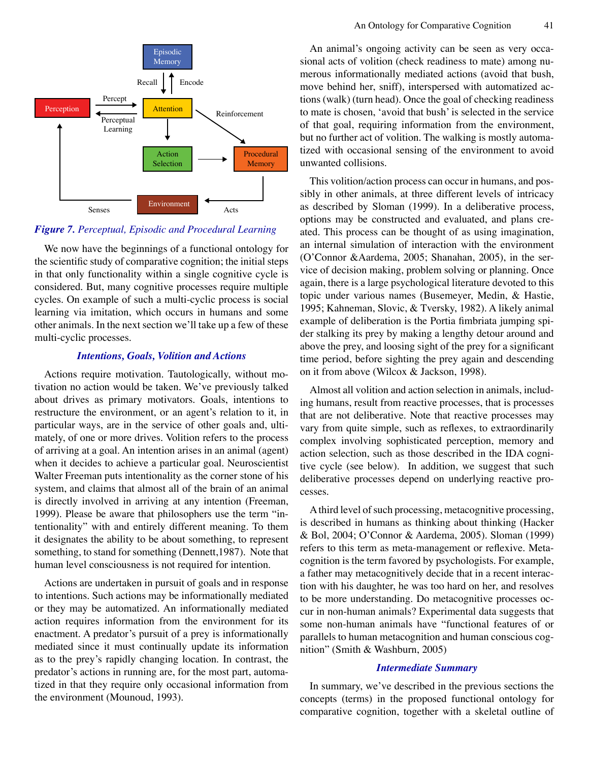*Figure 7. Perceptual, Episodic and Procedural Learning*

We now have the beginnings of a functional ontology for the scientific study of comparative cognition; the initial steps in that only functionality within a single cognitive cycle is considered. But, many cognitive processes require multiple cycles. On example of such a multi-cyclic process is social learning via imitation, which occurs in humans and some other animals. In the next section we'll take up a few of these multi-cyclic processes.

### *Intentions, Goals, Volition and Actions*

Actions require motivation. Tautologically, without motivation no action would be taken. We've previously talked about drives as primary motivators. Goals, intentions to restructure the environment, or an agent's relation to it, in particular ways, are in the service of other goals and, ultimately, of one or more drives. Volition refers to the process of arriving at a goal. An intention arises in an animal (agent) when it decides to achieve a particular goal. Neuroscientist Walter Freeman puts intentionality as the corner stone of his system, and claims that almost all of the brain of an animal is directly involved in arriving at any intention (Freeman, 1999). Please be aware that philosophers use the term "intentionality" with and entirely different meaning. To them it designates the ability to be about something, to represent something, to stand for something (Dennett,1987). Note that human level consciousness is not required for intention.

Actions are undertaken in pursuit of goals and in response to intentions. Such actions may be informationally mediated or they may be automatized. An informationally mediated action requires information from the environment for its enactment. A predator's pursuit of a prey is informationally mediated since it must continually update its information as to the prey's rapidly changing location. In contrast, the predator's actions in running are, for the most part, automatized in that they require only occasional information from the environment (Mounoud, 1993).

An animal's ongoing activity can be seen as very occasional acts of volition (check readiness to mate) among numerous informationally mediated actions (avoid that bush, move behind her, sniff), interspersed with automatized actions (walk) (turn head). Once the goal of checking readiness to mate is chosen, 'avoid that bush' is selected in the service of that goal, requiring information from the environment, but no further act of volition. The walking is mostly automatized with occasional sensing of the environment to avoid unwanted collisions.

This volition/action process can occur in humans, and possibly in other animals, at three different levels of intricacy as described by Sloman (1999). In a deliberative process, options may be constructed and evaluated, and plans created. This process can be thought of as using imagination, an internal simulation of interaction with the environment (O'Connor &Aardema, 2005; Shanahan, 2005), in the service of decision making, problem solving or planning. Once again, there is a large psychological literature devoted to this topic under various names (Busemeyer, Medin, & Hastie, 1995; Kahneman, Slovic, & Tversky, 1982). A likely animal example of deliberation is the Portia fimbriata jumping spider stalking its prey by making a lengthy detour around and above the prey, and loosing sight of the prey for a significant time period, before sighting the prey again and descending on it from above (Wilcox & Jackson, 1998).

Almost all volition and action selection in animals, including humans, result from reactive processes, that is processes that are not deliberative. Note that reactive processes may vary from quite simple, such as reflexes, to extraordinarily complex involving sophisticated perception, memory and action selection, such as those described in the IDA cognitive cycle (see below). In addition, we suggest that such deliberative processes depend on underlying reactive processes.

A third level of such processing, metacognitive processing, is described in humans as thinking about thinking (Hacker & Bol, 2004; O'Connor & Aardema, 2005). Sloman (1999) refers to this term as meta-management or reflexive. Metacognition is the term favored by psychologists. For example, a father may metacognitively decide that in a recent interaction with his daughter, he was too hard on her, and resolves to be more understanding. Do metacognitive processes occur in non-human animals? Experimental data suggests that some non-human animals have "functional features of or parallels to human metacognition and human conscious cognition" (Smith & Washburn, 2005)

### *Intermediate Summary*

In summary, we've described in the previous sections the concepts (terms) in the proposed functional ontology for comparative cognition, together with a skeletal outline of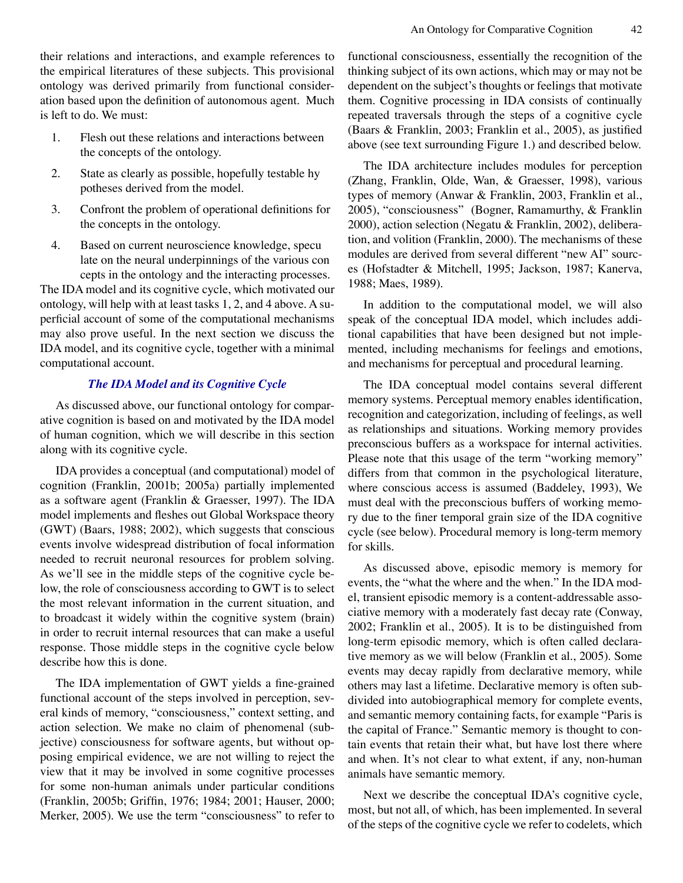their relations and interactions, and example references to the empirical literatures of these subjects. This provisional ontology was derived primarily from functional consideration based upon the definition of autonomous agent. Much is left to do. We must:

1. Flesh out these relations and interactions between the concepts of the ontology.
2. State as clearly as possible, hopefully testable hypotheses derived from the model.
3. Confront the problem of operational definitions for the concepts in the ontology.
4. Based on current neuroscience knowledge, speculate on the neural underpinnings of the various concepts in the ontology and the interacting processes.

The IDA model and its cognitive cycle, which motivated our ontology, will help with at least tasks 1, 2, and 4 above. A superficial account of some of the computational mechanisms may also prove useful. In the next section we discuss the IDA model, and its cognitive cycle, together with a minimal computational account.

### *The IDA Model and its Cognitive Cycle*

As discussed above, our functional ontology for comparative cognition is based on and motivated by the IDA model of human cognition, which we will describe in this section along with its cognitive cycle.

IDA provides a conceptual (and computational) model of cognition (Franklin, 2001b; 2005a) partially implemented as a software agent (Franklin & Graesser, 1997). The IDA model implements and fleshes out Global Workspace theory (GWT) (Baars, 1988; 2002), which suggests that conscious events involve widespread distribution of focal information needed to recruit neuronal resources for problem solving. As we'll see in the middle steps of the cognitive cycle below, the role of consciousness according to GWT is to select the most relevant information in the current situation, and to broadcast it widely within the cognitive system (brain) in order to recruit internal resources that can make a useful response. Those middle steps in the cognitive cycle below describe how this is done.

The IDA implementation of GWT yields a fine-grained functional account of the steps involved in perception, several kinds of memory, "consciousness," context setting, and action selection. We make no claim of phenomenal (subjective) consciousness for software agents, but without opposing empirical evidence, we are not willing to reject the view that it may be involved in some cognitive processes for some non-human animals under particular conditions (Franklin, 2005b; Griffin, 1976; 1984; 2001; Hauser, 2000; Merker, 2005). We use the term "consciousness" to refer to functional consciousness, essentially the recognition of the thinking subject of its own actions, which may or may not be dependent on the subject's thoughts or feelings that motivate them. Cognitive processing in IDA consists of continually repeated traversals through the steps of a cognitive cycle (Baars & Franklin, 2003; Franklin et al., 2005), as justified above (see text surrounding Figure 1.) and described below.

The IDA architecture includes modules for perception (Zhang, Franklin, Olde, Wan, & Graesser, 1998), various types of memory (Anwar & Franklin, 2003, Franklin et al., 2005), "consciousness" (Bogner, Ramamurthy, & Franklin 2000), action selection (Negatu & Franklin, 2002), deliberation, and volition (Franklin, 2000). The mechanisms of these modules are derived from several different "new AI" sources (Hofstadter & Mitchell, 1995; Jackson, 1987; Kanerva, 1988; Maes, 1989).

In addition to the computational model, we will also speak of the conceptual IDA model, which includes additional capabilities that have been designed but not implemented, including mechanisms for feelings and emotions, and mechanisms for perceptual and procedural learning.

The IDA conceptual model contains several different memory systems. Perceptual memory enables identification, recognition and categorization, including of feelings, as well as relationships and situations. Working memory provides preconscious buffers as a workspace for internal activities. Please note that this usage of the term "working memory" differs from that common in the psychological literature, where conscious access is assumed (Baddeley, 1993), We must deal with the preconscious buffers of working memory due to the finer temporal grain size of the IDA cognitive cycle (see below). Procedural memory is long-term memory for skills.

As discussed above, episodic memory is memory for events, the "what the where and the when." In the IDA model, transient episodic memory is a content-addressable associative memory with a moderately fast decay rate (Conway, 2002; Franklin et al., 2005). It is to be distinguished from long-term episodic memory, which is often called declarative memory as we will below (Franklin et al., 2005). Some events may decay rapidly from declarative memory, while others may last a lifetime. Declarative memory is often subdivided into autobiographical memory for complete events, and semantic memory containing facts, for example "Paris is the capital of France." Semantic memory is thought to contain events that retain their what, but have lost there where and when. It's not clear to what extent, if any, non-human animals have semantic memory.

Next we describe the conceptual IDA's cognitive cycle, most, but not all, of which, has been implemented. In several of the steps of the cognitive cycle we refer to codelets, which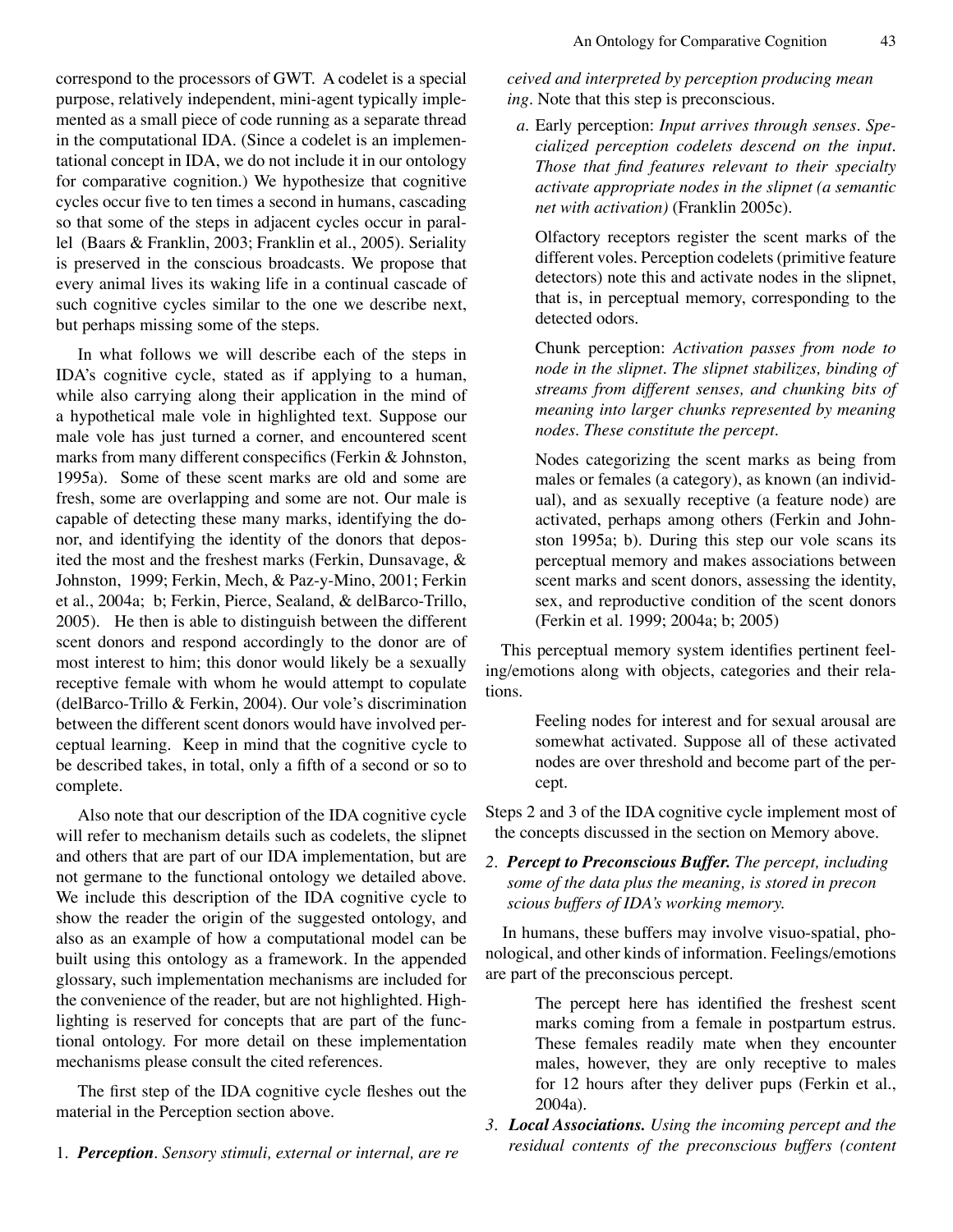correspond to the processors of GWT. A codelet is a special purpose, relatively independent, mini-agent typically implemented as a small piece of code running as a separate thread in the computational IDA. (Since a codelet is an implementational concept in IDA, we do not include it in our ontology for comparative cognition.) We hypothesize that cognitive cycles occur five to ten times a second in humans, cascading so that some of the steps in adjacent cycles occur in parallel (Baars & Franklin, 2003; Franklin et al., 2005). Seriality is preserved in the conscious broadcasts. We propose that every animal lives its waking life in a continual cascade of such cognitive cycles similar to the one we describe next, but perhaps missing some of the steps.

In what follows we will describe each of the steps in IDA's cognitive cycle, stated as if applying to a human, while also carrying along their application in the mind of a hypothetical male vole in highlighted text. Suppose our male vole has just turned a corner, and encountered scent marks from many different conspecifics (Ferkin & Johnston, 1995a). Some of these scent marks are old and some are fresh, some are overlapping and some are not. Our male is capable of detecting these many marks, identifying the donor, and identifying the identity of the donors that deposited the most and the freshest marks (Ferkin, Dunsavage, & Johnston, 1999; Ferkin, Mech, & Paz-y-Mino, 2001; Ferkin et al., 2004a; b; Ferkin, Pierce, Sealand, & delBarco-Trillo, 2005). He then is able to distinguish between the different scent donors and respond accordingly to the donor are of most interest to him; this donor would likely be a sexually receptive female with whom he would attempt to copulate (delBarco-Trillo & Ferkin, 2004). Our vole's discrimination between the different scent donors would have involved perceptual learning. Keep in mind that the cognitive cycle to be described takes, in total, only a fifth of a second or so to complete.

Also note that our description of the IDA cognitive cycle will refer to mechanism details such as codelets, the slipnet and others that are part of our IDA implementation, but are not germane to the functional ontology we detailed above. We include this description of the IDA cognitive cycle to show the reader the origin of the suggested ontology, and also as an example of how a computational model can be built using this ontology as a framework. In the appended glossary, such implementation mechanisms are included for the convenience of the reader, but are not highlighted. Highlighting is reserved for concepts that are part of the functional ontology. For more detail on these implementation mechanisms please consult the cited references.

The first step of the IDA cognitive cycle fleshes out the material in the Perception section above.

1. ***Perception***. *Sensory stimuli, external or internal, are received and interpreted by perception producing meaning*. Note that this step is preconscious.

   *a.* Early perception: *Input arrives through senses. Specialized perception codelets descend on the input. Those that find features relevant to their specialty activate appropriate nodes in the slipnet (a semantic net with activation)* (Franklin 2005c).

   Olfactory receptors register the scent marks of the different voles. Perception codelets (primitive feature detectors) note this and activate nodes in the slipnet, that is, in perceptual memory, corresponding to the detected odors.

   Chunk perception: *Activation passes from node to node in the slipnet. The slipnet stabilizes, binding of streams from different senses, and chunking bits of meaning into larger chunks represented by meaning nodes. These constitute the percept.*

   Nodes categorizing the scent marks as being from males or females (a category), as known (an individual), and as sexually receptive (a feature node) are activated, perhaps among others (Ferkin and Johnston 1995a; b). During this step our vole scans its perceptual memory and makes associations between scent marks and scent donors, assessing the identity, sex, and reproductive condition of the scent donors (Ferkin et al. 1999; 2004a; b; 2005)

This perceptual memory system identifies pertinent feeling/emotions along with objects, categories and their relations.

> Feeling nodes for interest and for sexual arousal are somewhat activated. Suppose all of these activated nodes are over threshold and become part of the percept.

Steps 2 and 3 of the IDA cognitive cycle implement most of the concepts discussed in the section on Memory above.

2. ***Percept to Preconscious Buffer.*** *The percept, including some of the data plus the meaning, is stored in preconscious buffers of IDA's working memory.*

In humans, these buffers may involve visuo-spatial, phonological, and other kinds of information. Feelings/emotions are part of the preconscious percept.

> The percept here has identified the freshest scent marks coming from a female in postpartum estrus. These females readily mate when they encounter males, however, they are only receptive to males for 12 hours after they deliver pups (Ferkin et al., 2004a).

3. ***Local Associations.*** *Using the incoming percept and the residual contents of the preconscious buffers (content*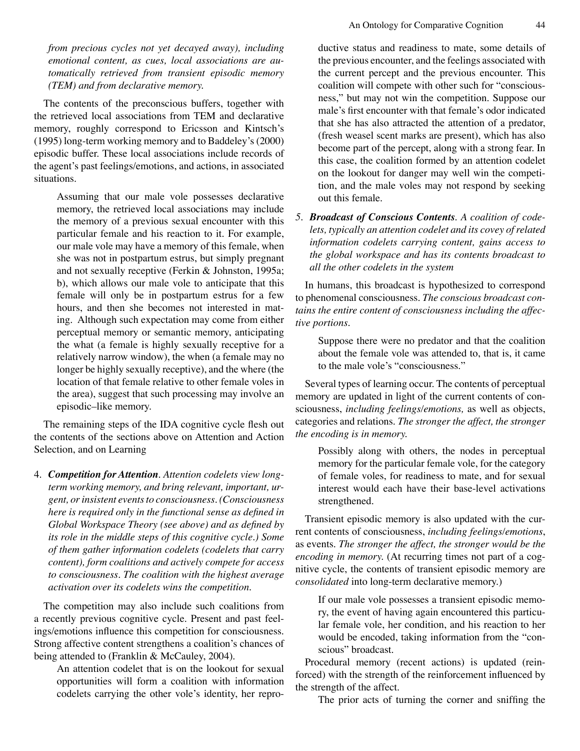*from precious cycles not yet decayed away), including emotional content, as cues, local associations are automatically retrieved from transient episodic memory (TEM) and from declarative memory.*

The contents of the preconscious buffers, together with the retrieved local associations from TEM and declarative memory, roughly correspond to Ericsson and Kintsch's (1995) long-term working memory and to Baddeley's (2000) episodic buffer. These local associations include records of the agent's past feelings/emotions, and actions, in associated situations.

> Assuming that our male vole possesses declarative memory, the retrieved local associations may include the memory of a previous sexual encounter with this particular female and his reaction to it. For example, our male vole may have a memory of this female, when she was not in postpartum estrus, but simply pregnant and not sexually receptive (Ferkin & Johnston, 1995a; b), which allows our male vole to anticipate that this female will only be in postpartum estrus for a few hours, and then she becomes not interested in mating. Although such expectation may come from either perceptual memory or semantic memory, anticipating the what (a female is highly sexually receptive for a relatively narrow window), the when (a female may no longer be highly sexually receptive), and the where (the location of that female relative to other female voles in the area), suggest that such processing may involve an episodic–like memory.

The remaining steps of the IDA cognitive cycle flesh out the contents of the sections above on Attention and Action Selection, and on Learning

4. ***Competition for Attention***. *Attention codelets view long-term working memory, and bring relevant, important, urgent, or insistent events to consciousness. (Consciousness here is required only in the functional sense as defined in Global Workspace Theory (see above) and as defined by its role in the middle steps of this cognitive cycle.) Some of them gather information codelets (codelets that carry content), form coalitions and actively compete for access to consciousness. The coalition with the highest average activation over its codelets wins the competition.*

The competition may also include such coalitions from a recently previous cognitive cycle. Present and past feelings/emotions influence this competition for consciousness. Strong affective content strengthens a coalition's chances of being attended to (Franklin & McCauley, 2004).

> An attention codelet that is on the lookout for sexual opportunities will form a coalition with information codelets carrying the other vole's identity, her reproductive status and readiness to mate, some details of the previous encounter, and the feelings associated with the current percept and the previous encounter. This coalition will compete with other such for "consciousness," but may not win the competition. Suppose our male's first encounter with that female's odor indicated that she has also attracted the attention of a predator, (fresh weasel scent marks are present), which has also become part of the percept, along with a strong fear. In this case, the coalition formed by an attention codelet on the lookout for danger may well win the competition, and the male voles may not respond by seeking out this female.

5. ***Broadcast of Conscious Contents***. *A coalition of codelets, typically an attention codelet and its covey of related information codelets carrying content, gains access to the global workspace and has its contents broadcast to all the other codelets in the system*

In humans, this broadcast is hypothesized to correspond to phenomenal consciousness. *The conscious broadcast contains the entire content of consciousness including the affective portions.*

> Suppose there were no predator and that the coalition about the female vole was attended to, that is, it came to the male vole's "consciousness."

Several types of learning occur. The contents of perceptual memory are updated in light of the current contents of consciousness, *including feelings/emotions,* as well as objects, categories and relations. *The stronger the affect, the stronger the encoding is in memory.*

> Possibly along with others, the nodes in perceptual memory for the particular female vole, for the category of female voles, for readiness to mate, and for sexual interest would each have their base-level activations strengthened.

Transient episodic memory is also updated with the current contents of consciousness, *including feelings/emotions*, as events. *The stronger the affect, the stronger would be the encoding in memory.* (At recurring times not part of a cognitive cycle, the contents of transient episodic memory are *consolidated* into long-term declarative memory.)

> If our male vole possesses a transient episodic memory, the event of having again encountered this particular female vole, her condition, and his reaction to her would be encoded, taking information from the "conscious" broadcast.

Procedural memory (recent actions) is updated (reinforced) with the strength of the reinforcement influenced by the strength of the affect.

> The prior acts of turning the corner and sniffing the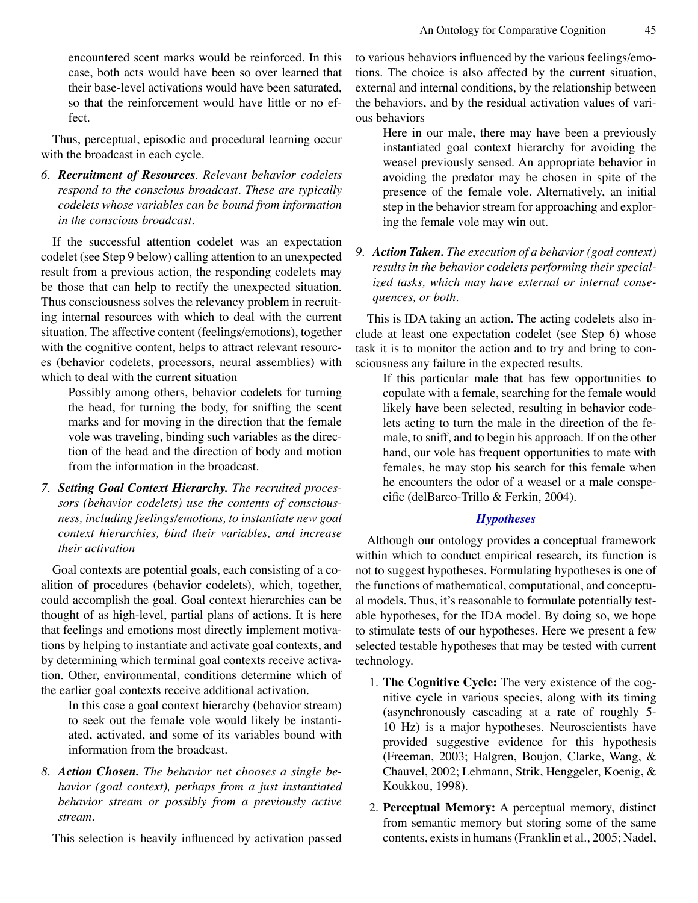encountered scent marks would be reinforced. In this case, both acts would have been so over learned that their base-level activations would have been saturated, so that the reinforcement would have little or no effect.

Thus, perceptual, episodic and procedural learning occur with the broadcast in each cycle.

*6. **Recruitment of Resources**. Relevant behavior codelets respond to the conscious broadcast. These are typically codelets whose variables can be bound from information in the conscious broadcast.*

If the successful attention codelet was an expectation codelet (see Step 9 below) calling attention to an unexpected result from a previous action, the responding codelets may be those that can help to rectify the unexpected situation. Thus consciousness solves the relevancy problem in recruiting internal resources with which to deal with the current situation. The affective content (feelings/emotions), together with the cognitive content, helps to attract relevant resources (behavior codelets, processors, neural assemblies) with which to deal with the current situation

> Possibly among others, behavior codelets for turning the head, for turning the body, for sniffing the scent marks and for moving in the direction that the female vole was traveling, binding such variables as the direction of the head and the direction of body and motion from the information in the broadcast.

*7. **Setting Goal Context Hierarchy.** The recruited processors (behavior codelets) use the contents of consciousness, including feelings/emotions, to instantiate new goal context hierarchies, bind their variables, and increase their activation*

Goal contexts are potential goals, each consisting of a coalition of procedures (behavior codelets), which, together, could accomplish the goal. Goal context hierarchies can be thought of as high-level, partial plans of actions. It is here that feelings and emotions most directly implement motivations by helping to instantiate and activate goal contexts, and by determining which terminal goal contexts receive activation. Other, environmental, conditions determine which of the earlier goal contexts receive additional activation.

> In this case a goal context hierarchy (behavior stream) to seek out the female vole would likely be instantiated, activated, and some of its variables bound with information from the broadcast.

*8. **Action Chosen.** The behavior net chooses a single behavior (goal context), perhaps from a just instantiated behavior stream or possibly from a previously active stream.*

This selection is heavily influenced by activation passed to various behaviors influenced by the various feelings/emotions. The choice is also affected by the current situation, external and internal conditions, by the relationship between the behaviors, and by the residual activation values of various behaviors

> Here in our male, there may have been a previously instantiated goal context hierarchy for avoiding the weasel previously sensed. An appropriate behavior in avoiding the predator may be chosen in spite of the presence of the female vole. Alternatively, an initial step in the behavior stream for approaching and exploring the female vole may win out.

*9. **Action Taken.** The execution of a behavior (goal context) results in the behavior codelets performing their specialized tasks, which may have external or internal consequences, or both.*

This is IDA taking an action. The acting codelets also include at least one expectation codelet (see Step 6) whose task it is to monitor the action and to try and bring to consciousness any failure in the expected results.

> If this particular male that has few opportunities to copulate with a female, searching for the female would likely have been selected, resulting in behavior codelets acting to turn the male in the direction of the female, to sniff, and to begin his approach. If on the other hand, our vole has frequent opportunities to mate with females, he may stop his search for this female when he encounters the odor of a weasel or a male conspecific (delBarco-Trillo & Ferkin, 2004).

### *Hypotheses*

Although our ontology provides a conceptual framework within which to conduct empirical research, its function is not to suggest hypotheses. Formulating hypotheses is one of the functions of mathematical, computational, and conceptual models. Thus, it's reasonable to formulate potentially testable hypotheses, for the IDA model. By doing so, we hope to stimulate tests of our hypotheses. Here we present a few selected testable hypotheses that may be tested with current technology.

1. **The Cognitive Cycle:** The very existence of the cognitive cycle in various species, along with its timing (asynchronously cascading at a rate of roughly 5-10 Hz) is a major hypotheses. Neuroscientists have provided suggestive evidence for this hypothesis (Freeman, 2003; Halgren, Boujon, Clarke, Wang, & Chauvel, 2002; Lehmann, Strik, Henggeler, Koenig, & Koukkou, 1998).
2. **Perceptual Memory:** A perceptual memory, distinct from semantic memory but storing some of the same contents, exists in humans (Franklin et al., 2005; Nadel,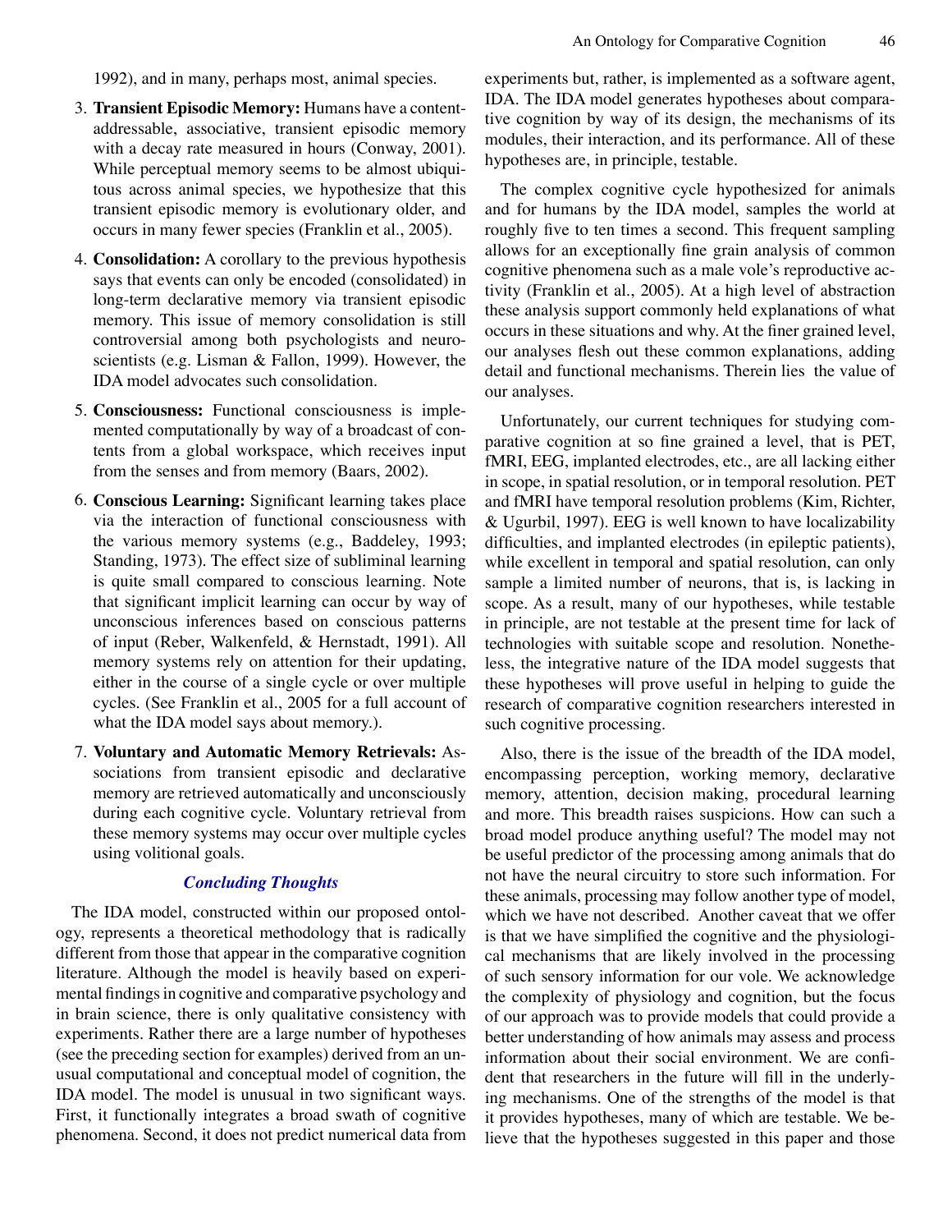1992), and in many, perhaps most, animal species.

3. **Transient Episodic Memory:** Humans have a content-addressable, associative, transient episodic memory with a decay rate measured in hours (Conway, 2001). While perceptual memory seems to be almost ubiquitous across animal species, we hypothesize that this transient episodic memory is evolutionary older, and occurs in many fewer species (Franklin et al., 2005).

4. **Consolidation:** A corollary to the previous hypothesis says that events can only be encoded (consolidated) in long-term declarative memory via transient episodic memory. This issue of memory consolidation is still controversial among both psychologists and neuroscientists (e.g. Lisman & Fallon, 1999). However, the IDA model advocates such consolidation.

5. **Consciousness:** Functional consciousness is implemented computationally by way of a broadcast of contents from a global workspace, which receives input from the senses and from memory (Baars, 2002).

6. **Conscious Learning:** Significant learning takes place via the interaction of functional consciousness with the various memory systems (e.g., Baddeley, 1993; Standing, 1973). The effect size of subliminal learning is quite small compared to conscious learning. Note that significant implicit learning can occur by way of unconscious inferences based on conscious patterns of input (Reber, Walkenfeld, & Hernstadt, 1991). All memory systems rely on attention for their updating, either in the course of a single cycle or over multiple cycles. (See Franklin et al., 2005 for a full account of what the IDA model says about memory.).

7. **Voluntary and Automatic Memory Retrievals:** Associations from transient episodic and declarative memory are retrieved automatically and unconsciously during each cognitive cycle. Voluntary retrieval from these memory systems may occur over multiple cycles using volitional goals.

## *Concluding Thoughts*

The IDA model, constructed within our proposed ontology, represents a theoretical methodology that is radically different from those that appear in the comparative cognition literature. Although the model is heavily based on experimental findings in cognitive and comparative psychology and in brain science, there is only qualitative consistency with experiments. Rather there are a large number of hypotheses (see the preceding section for examples) derived from an unusual computational and conceptual model of cognition, the IDA model. The model is unusual in two significant ways. First, it functionally integrates a broad swath of cognitive phenomena. Second, it does not predict numerical data from experiments but, rather, is implemented as a software agent, IDA. The IDA model generates hypotheses about comparative cognition by way of its design, the mechanisms of its modules, their interaction, and its performance. All of these hypotheses are, in principle, testable.

The complex cognitive cycle hypothesized for animals and for humans by the IDA model, samples the world at roughly five to ten times a second. This frequent sampling allows for an exceptionally fine grain analysis of common cognitive phenomena such as a male vole's reproductive activity (Franklin et al., 2005). At a high level of abstraction these analysis support commonly held explanations of what occurs in these situations and why. At the finer grained level, our analyses flesh out these common explanations, adding detail and functional mechanisms. Therein lies the value of our analyses.

Unfortunately, our current techniques for studying comparative cognition at so fine grained a level, that is PET, fMRI, EEG, implanted electrodes, etc., are all lacking either in scope, in spatial resolution, or in temporal resolution. PET and fMRI have temporal resolution problems (Kim, Richter, & Ugurbil, 1997). EEG is well known to have localizability difficulties, and implanted electrodes (in epileptic patients), while excellent in temporal and spatial resolution, can only sample a limited number of neurons, that is, is lacking in scope. As a result, many of our hypotheses, while testable in principle, are not testable at the present time for lack of technologies with suitable scope and resolution. Nonetheless, the integrative nature of the IDA model suggests that these hypotheses will prove useful in helping to guide the research of comparative cognition researchers interested in such cognitive processing.

Also, there is the issue of the breadth of the IDA model, encompassing perception, working memory, declarative memory, attention, decision making, procedural learning and more. This breadth raises suspicions. How can such a broad model produce anything useful? The model may not be useful predictor of the processing among animals that do not have the neural circuitry to store such information. For these animals, processing may follow another type of model, which we have not described. Another caveat that we offer is that we have simplified the cognitive and the physiological mechanisms that are likely involved in the processing of such sensory information for our vole. We acknowledge the complexity of physiology and cognition, but the focus of our approach was to provide models that could provide a better understanding of how animals may assess and process information about their social environment. We are confident that researchers in the future will fill in the underlying mechanisms. One of the strengths of the model is that it provides hypotheses, many of which are testable. We believe that the hypotheses suggested in this paper and those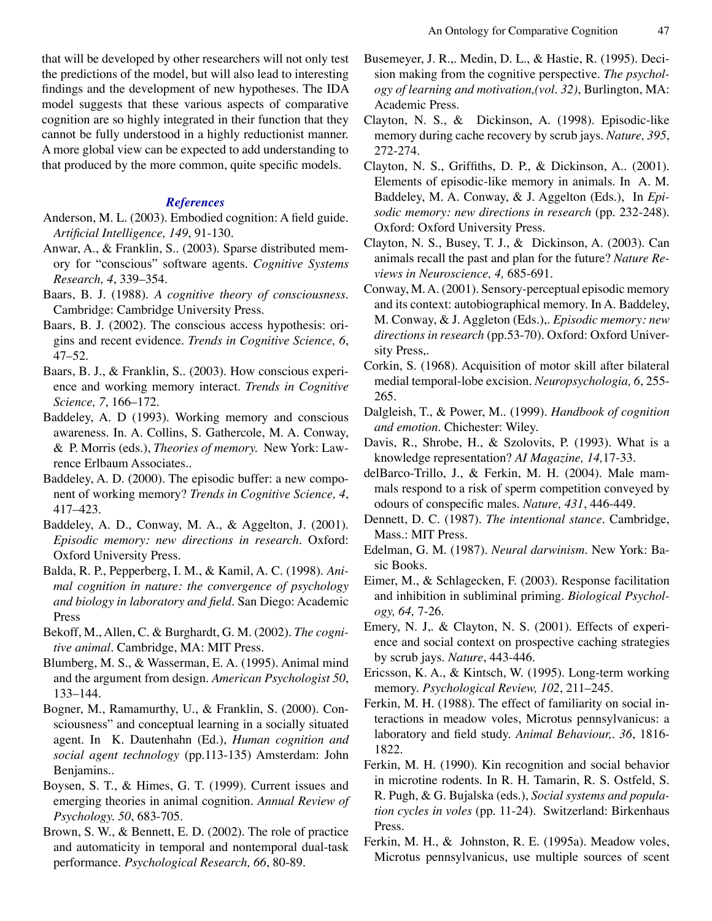that will be developed by other researchers will not only test the predictions of the model, but will also lead to interesting findings and the development of new hypotheses. The IDA model suggests that these various aspects of comparative cognition are so highly integrated in their function that they cannot be fully understood in a highly reductionist manner. A more global view can be expected to add understanding to that produced by the more common, quite specific models.

## References

Anderson, M. L. (2003). Embodied cognition: A field guide. *Artificial Intelligence, 149*, 91-130.

Anwar, A., & Franklin, S.. (2003). Sparse distributed memory for "conscious" software agents. *Cognitive Systems Research, 4*, 339–354.

Baars, B. J. (1988). *A cognitive theory of consciousness*. Cambridge: Cambridge University Press.

Baars, B. J. (2002). The conscious access hypothesis: origins and recent evidence. *Trends in Cognitive Science, 6*, 47–52.

Baars, B. J., & Franklin, S.. (2003). How conscious experience and working memory interact. *Trends in Cognitive Science, 7*, 166–172.

Baddeley, A. D (1993). Working memory and conscious awareness. In. A. Collins, S. Gathercole, M. A. Conway, & P. Morris (eds.), *Theories of memory.* New York: Lawrence Erlbaum Associates..

Baddeley, A. D. (2000). The episodic buffer: a new component of working memory? *Trends in Cognitive Science, 4*, 417–423.

Baddeley, A. D., Conway, M. A., & Aggelton, J. (2001). *Episodic memory: new directions in research*. Oxford: Oxford University Press.

Balda, R. P., Pepperberg, I. M., & Kamil, A. C. (1998). *Animal cognition in nature: the convergence of psychology and biology in laboratory and field*. San Diego: Academic Press

Bekoff, M., Allen, C. & Burghardt, G. M. (2002). *The cognitive animal*. Cambridge, MA: MIT Press.

Blumberg, M. S., & Wasserman, E. A. (1995). Animal mind and the argument from design. *American Psychologist 50*, 133–144.

Bogner, M., Ramamurthy, U., & Franklin, S. (2000). Consciousness" and conceptual learning in a socially situated agent. In K. Dautenhahn (Ed.), *Human cognition and social agent technology* (pp.113-135) Amsterdam: John Benjamins..

Boysen, S. T., & Himes, G. T. (1999). Current issues and emerging theories in animal cognition. *Annual Review of Psychology. 50*, 683-705.

Brown, S. W., & Bennett, E. D. (2002). The role of practice and automaticity in temporal and nontemporal dual-task performance. *Psychological Research, 66*, 80-89.

Busemeyer, J. R.,. Medin, D. L., & Hastie, R. (1995). Decision making from the cognitive perspective. *The psychology of learning and motivation,(vol. 32)*, Burlington, MA: Academic Press.

Clayton, N. S., & Dickinson, A. (1998). Episodic-like memory during cache recovery by scrub jays. *Nature, 395*, 272-274.

Clayton, N. S., Griffiths, D. P., & Dickinson, A.. (2001). Elements of episodic-like memory in animals. In A. M. Baddeley, M. A. Conway, & J. Aggelton (Eds.), In *Episodic memory: new directions in research* (pp. 232-248). Oxford: Oxford University Press.

Clayton, N. S., Busey, T. J., & Dickinson, A. (2003). Can animals recall the past and plan for the future? *Nature Reviews in Neuroscience, 4,* 685-691.

Conway, M. A. (2001). Sensory-perceptual episodic memory and its context: autobiographical memory. In A. Baddeley, M. Conway, & J. Aggleton (Eds.),. *Episodic memory: new directions in research* (pp.53-70). Oxford: Oxford University Press,.

Corkin, S. (1968). Acquisition of motor skill after bilateral medial temporal-lobe excision. *Neuropsychologia, 6*, 255-265.

Dalgleish, T., & Power, M.. (1999). *Handbook of cognition and emotion*. Chichester: Wiley.

Davis, R., Shrobe, H., & Szolovits, P. (1993). What is a knowledge representation? *AI Magazine, 14,*17-33.

delBarco-Trillo, J., & Ferkin, M. H. (2004). Male mammals respond to a risk of sperm competition conveyed by odours of conspecific males. *Nature, 431*, 446-449.

Dennett, D. C. (1987). *The intentional stance*. Cambridge, Mass.: MIT Press.

Edelman, G. M. (1987). *Neural darwinism*. New York: Basic Books.

Eimer, M., & Schlagecken, F. (2003). Response facilitation and inhibition in subliminal priming. *Biological Psychology, 64,* 7-26.

Emery, N. J,. & Clayton, N. S. (2001). Effects of experience and social context on prospective caching strategies by scrub jays. *Nature*, 443-446.

Ericsson, K. A., & Kintsch, W. (1995). Long-term working memory. *Psychological Review, 102*, 211–245.

Ferkin, M. H. (1988). The effect of familiarity on social interactions in meadow voles, Microtus pennsylvanicus: a laboratory and field study. *Animal Behaviour,. 36*, 1816-1822.

Ferkin, M. H. (1990). Kin recognition and social behavior in microtine rodents. In R. H. Tamarin, R. S. Ostfeld, S. R. Pugh, & G. Bujalska (eds.), *Social systems and population cycles in voles* (pp. 11-24). Switzerland: Birkenhaus Press.

Ferkin, M. H., & Johnston, R. E. (1995a). Meadow voles, Microtus pennsylvanicus, use multiple sources of scent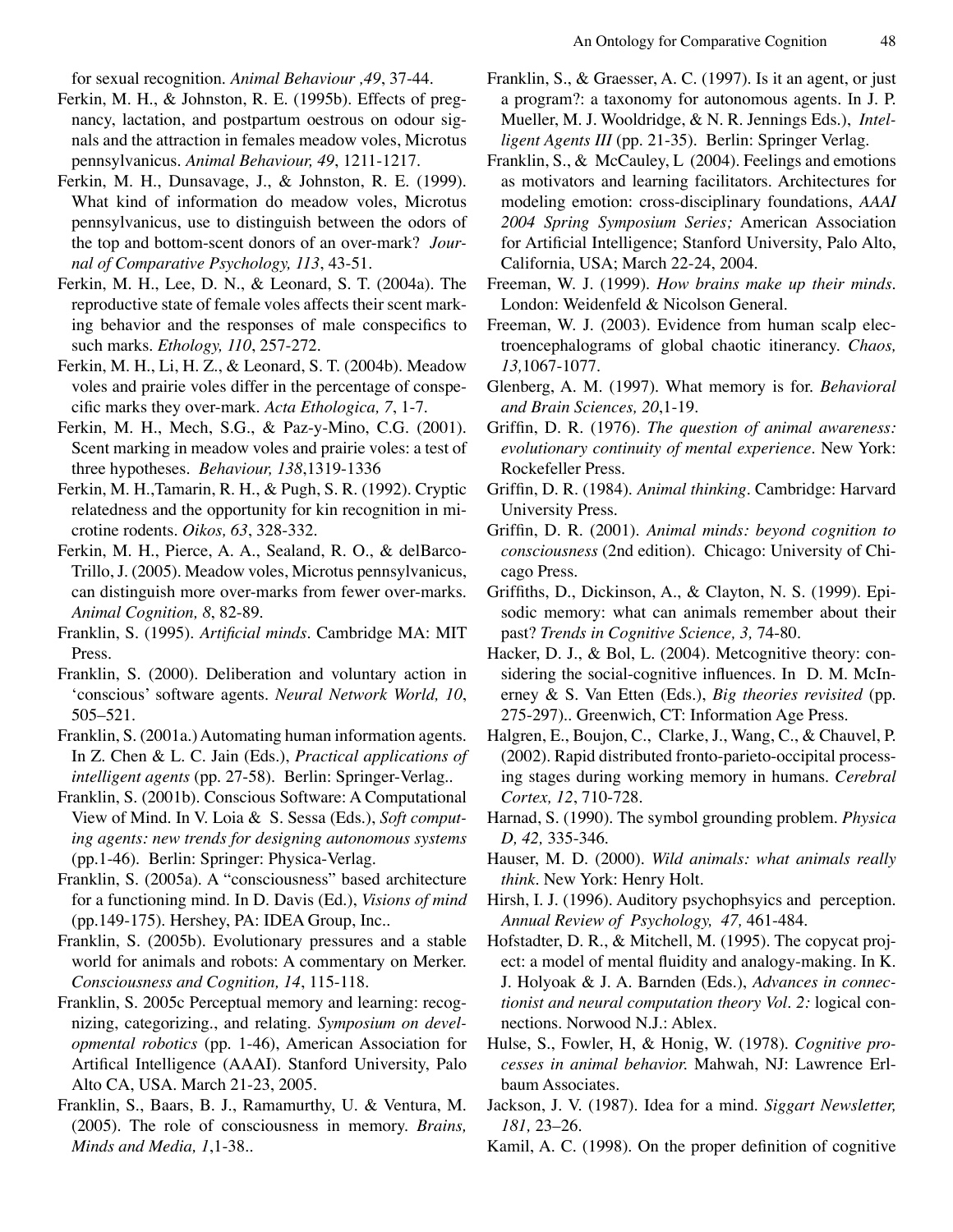for sexual recognition. *Animal Behaviour ,49*, 37-44.

Ferkin, M. H., & Johnston, R. E. (1995b). Effects of pregnancy, lactation, and postpartum oestrous on odour signals and the attraction in females meadow voles, Microtus pennsylvanicus. *Animal Behaviour, 49*, 1211-1217.

Ferkin, M. H., Dunsavage, J., & Johnston, R. E. (1999). What kind of information do meadow voles, Microtus pennsylvanicus, use to distinguish between the odors of the top and bottom-scent donors of an over-mark? *Journal of Comparative Psychology, 113*, 43-51.

Ferkin, M. H., Lee, D. N., & Leonard, S. T. (2004a). The reproductive state of female voles affects their scent marking behavior and the responses of male conspecifics to such marks. *Ethology, 110*, 257-272.

Ferkin, M. H., Li, H. Z., & Leonard, S. T. (2004b). Meadow voles and prairie voles differ in the percentage of conspecific marks they over-mark. *Acta Ethologica, 7*, 1-7.

Ferkin, M. H., Mech, S.G., & Paz-y-Mino, C.G. (2001). Scent marking in meadow voles and prairie voles: a test of three hypotheses. *Behaviour, 138*,1319-1336

Ferkin, M. H.,Tamarin, R. H., & Pugh, S. R. (1992). Cryptic relatedness and the opportunity for kin recognition in microtine rodents. *Oikos, 63*, 328-332.

Ferkin, M. H., Pierce, A. A., Sealand, R. O., & delBarco-Trillo, J. (2005). Meadow voles, Microtus pennsylvanicus, can distinguish more over-marks from fewer over-marks. *Animal Cognition, 8*, 82-89.

Franklin, S. (1995). *Artificial minds*. Cambridge MA: MIT Press.

Franklin, S. (2000). Deliberation and voluntary action in 'conscious' software agents. *Neural Network World, 10*, 505–521.

Franklin, S. (2001a.) Automating human information agents. In Z. Chen & L. C. Jain (Eds.), *Practical applications of intelligent agents* (pp. 27-58). Berlin: Springer-Verlag..

Franklin, S. (2001b). Conscious Software: A Computational View of Mind. In V. Loia & S. Sessa (Eds.), *Soft computing agents: new trends for designing autonomous systems* (pp.1-46). Berlin: Springer: Physica-Verlag.

Franklin, S. (2005a). A "consciousness" based architecture for a functioning mind. In D. Davis (Ed.), *Visions of mind* (pp.149-175). Hershey, PA: IDEA Group, Inc..

Franklin, S. (2005b). Evolutionary pressures and a stable world for animals and robots: A commentary on Merker. *Consciousness and Cognition, 14*, 115-118.

Franklin, S. 2005c Perceptual memory and learning: recognizing, categorizing., and relating. *Symposium on developmental robotics* (pp. 1-46), American Association for Artifical Intelligence (AAAI). Stanford University, Palo Alto CA, USA. March 21-23, 2005.

Franklin, S., Baars, B. J., Ramamurthy, U. & Ventura, M. (2005). The role of consciousness in memory. *Brains, Minds and Media, 1*,1-38..

Franklin, S., & Graesser, A. C. (1997). Is it an agent, or just a program?: a taxonomy for autonomous agents. In J. P. Mueller, M. J. Wooldridge, & N. R. Jennings Eds.), *Intelligent Agents III* (pp. 21-35). Berlin: Springer Verlag.

Franklin, S., & McCauley, L (2004). Feelings and emotions as motivators and learning facilitators. Architectures for modeling emotion: cross-disciplinary foundations, *AAAI 2004 Spring Symposium Series;* American Association for Artificial Intelligence; Stanford University, Palo Alto, California, USA; March 22-24, 2004.

Freeman, W. J. (1999). *How brains make up their minds*. London: Weidenfeld & Nicolson General.

Freeman, W. J. (2003). Evidence from human scalp electroencephalograms of global chaotic itinerancy. *Chaos, 13,*1067-1077.

Glenberg, A. M. (1997). What memory is for. *Behavioral and Brain Sciences, 20*,1-19.

Griffin, D. R. (1976). *The question of animal awareness: evolutionary continuity of mental experience*. New York: Rockefeller Press.

Griffin, D. R. (1984). *Animal thinking*. Cambridge: Harvard University Press.

Griffin, D. R. (2001). *Animal minds: beyond cognition to consciousness* (2nd edition). Chicago: University of Chicago Press.

Griffiths, D., Dickinson, A., & Clayton, N. S. (1999). Episodic memory: what can animals remember about their past? *Trends in Cognitive Science, 3,* 74-80.

Hacker, D. J., & Bol, L. (2004). Metcognitive theory: considering the social-cognitive influences. In D. M. McInerney & S. Van Etten (Eds.), *Big theories revisited* (pp. 275-297).. Greenwich, CT: Information Age Press.

Halgren, E., Boujon, C., Clarke, J., Wang, C., & Chauvel, P. (2002). Rapid distributed fronto-parieto-occipital processing stages during working memory in humans. *Cerebral Cortex, 12*, 710-728.

Harnad, S. (1990). The symbol grounding problem. *Physica D, 42,* 335-346.

Hauser, M. D. (2000). *Wild animals: what animals really think*. New York: Henry Holt.

Hirsh, I. J. (1996). Auditory psychophsyics and perception. *Annual Review of Psychology, 47,* 461-484.

Hofstadter, D. R., & Mitchell, M. (1995). The copycat project: a model of mental fluidity and analogy-making. In K. J. Holyoak & J. A. Barnden (Eds.), *Advances in connectionist and neural computation theory Vol. 2:* logical connections. Norwood N.J.: Ablex.

Hulse, S., Fowler, H, & Honig, W. (1978). *Cognitive processes in animal behavior.* Mahwah, NJ: Lawrence Erlbaum Associates.

Jackson, J. V. (1987). Idea for a mind. *Siggart Newsletter, 181,* 23–26.

Kamil, A. C. (1998). On the proper definition of cognitive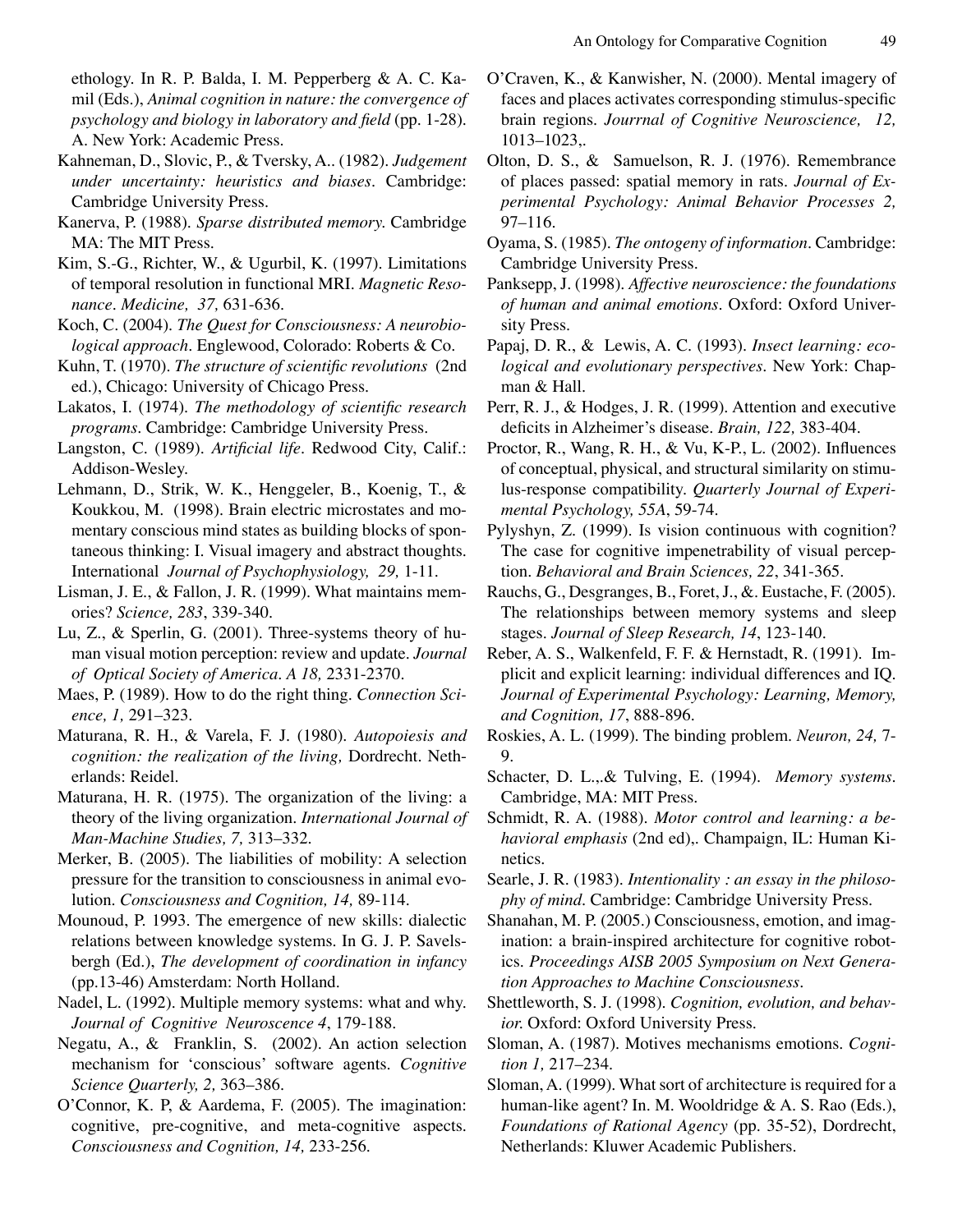ethology. In R. P. Balda, I. M. Pepperberg & A. C. Kamil (Eds.), *Animal cognition in nature: the convergence of psychology and biology in laboratory and field* (pp. 1-28). A. New York: Academic Press.

Kahneman, D., Slovic, P., & Tversky, A.. (1982). *Judgement under uncertainty: heuristics and biases*. Cambridge: Cambridge University Press.

Kanerva, P. (1988). *Sparse distributed memory.* Cambridge MA: The MIT Press.

Kim, S.-G., Richter, W., & Ugurbil, K. (1997). Limitations of temporal resolution in functional MRI. *Magnetic Resonance. Medicine, 37,* 631-636.

Koch, C. (2004). *The Quest for Consciousness: A neurobiological approach*. Englewood, Colorado: Roberts & Co.

Kuhn, T. (1970). *The structure of scientific revolutions* (2nd ed.), Chicago: University of Chicago Press.

Lakatos, I. (1974). *The methodology of scientific research programs*. Cambridge: Cambridge University Press.

Langston, C. (1989). *Artificial life*. Redwood City, Calif.: Addison-Wesley.

Lehmann, D., Strik, W. K., Henggeler, B., Koenig, T., & Koukkou, M. (1998). Brain electric microstates and momentary conscious mind states as building blocks of spontaneous thinking: I. Visual imagery and abstract thoughts. International *Journal of Psychophysiology, 29,* 1-11.

Lisman, J. E., & Fallon, J. R. (1999). What maintains memories? *Science, 283*, 339-340.

Lu, Z., & Sperlin, G. (2001). Three-systems theory of human visual motion perception: review and update. *Journal of Optical Society of America. A 18,* 2331-2370.

Maes, P. (1989). How to do the right thing. *Connection Science, 1,* 291–323.

Maturana, R. H., & Varela, F. J. (1980). *Autopoiesis and cognition: the realization of the living,* Dordrecht. Netherlands: Reidel.

Maturana, H. R. (1975). The organization of the living: a theory of the living organization. *International Journal of Man-Machine Studies, 7,* 313–332.

Merker, B. (2005). The liabilities of mobility: A selection pressure for the transition to consciousness in animal evolution. *Consciousness and Cognition, 14,* 89-114.

Mounoud, P. 1993. The emergence of new skills: dialectic relations between knowledge systems. In G. J. P. Savelsbergh (Ed.), *The development of coordination in infancy* (pp.13-46) Amsterdam: North Holland.

Nadel, L. (1992). Multiple memory systems: what and why. *Journal of Cognitive Neuroscence 4*, 179-188.

Negatu, A., & Franklin, S. (2002). An action selection mechanism for 'conscious' software agents. *Cognitive Science Quarterly, 2,* 363–386.

O'Connor, K. P, & Aardema, F. (2005). The imagination: cognitive, pre-cognitive, and meta-cognitive aspects. *Consciousness and Cognition, 14,* 233-256.

O'Craven, K., & Kanwisher, N. (2000). Mental imagery of faces and places activates corresponding stimulus-specific brain regions. *Jourrnal of Cognitive Neuroscience, 12,* 1013–1023,.

Olton, D. S., & Samuelson, R. J. (1976). Remembrance of places passed: spatial memory in rats. *Journal of Experimental Psychology: Animal Behavior Processes 2,* 97–116.

Oyama, S. (1985). *The ontogeny of information*. Cambridge: Cambridge University Press.

Panksepp, J. (1998). *Affective neuroscience: the foundations of human and animal emotions*. Oxford: Oxford University Press.

Papaj, D. R., & Lewis, A. C. (1993). *Insect learning: ecological and evolutionary perspectives*. New York: Chapman & Hall.

Perr, R. J., & Hodges, J. R. (1999). Attention and executive deficits in Alzheimer's disease. *Brain, 122,* 383-404.

Proctor, R., Wang, R. H., & Vu, K-P., L. (2002). Influences of conceptual, physical, and structural similarity on stimulus-response compatibility. *Quarterly Journal of Experimental Psychology, 55A*, 59-74.

Pylyshyn, Z. (1999). Is vision continuous with cognition? The case for cognitive impenetrability of visual perception. *Behavioral and Brain Sciences, 22*, 341-365.

Rauchs, G., Desgranges, B., Foret, J., &. Eustache, F. (2005). The relationships between memory systems and sleep stages. *Journal of Sleep Research, 14*, 123-140.

Reber, A. S., Walkenfeld, F. F. & Hernstadt, R. (1991). Implicit and explicit learning: individual differences and IQ. *Journal of Experimental Psychology: Learning, Memory, and Cognition, 17*, 888-896.

Roskies, A. L. (1999). The binding problem. *Neuron, 24,* 7-9.

Schacter, D. L.,.& Tulving, E. (1994). *Memory systems*. Cambridge, MA: MIT Press.

Schmidt, R. A. (1988). *Motor control and learning: a behavioral emphasis* (2nd ed),. Champaign, IL: Human Kinetics.

Searle, J. R. (1983). *Intentionality : an essay in the philosophy of mind*. Cambridge: Cambridge University Press.

Shanahan, M. P. (2005.) Consciousness, emotion, and imagination: a brain-inspired architecture for cognitive robotics. *Proceedings AISB 2005 Symposium on Next Generation Approaches to Machine Consciousness*.

Shettleworth, S. J. (1998). *Cognition, evolution, and behavior.* Oxford: Oxford University Press.

Sloman, A. (1987). Motives mechanisms emotions. *Cognition 1,* 217–234.

Sloman, A. (1999). What sort of architecture is required for a human-like agent? In. M. Wooldridge & A. S. Rao (Eds.), *Foundations of Rational Agency* (pp. 35-52), Dordrecht, Netherlands: Kluwer Academic Publishers.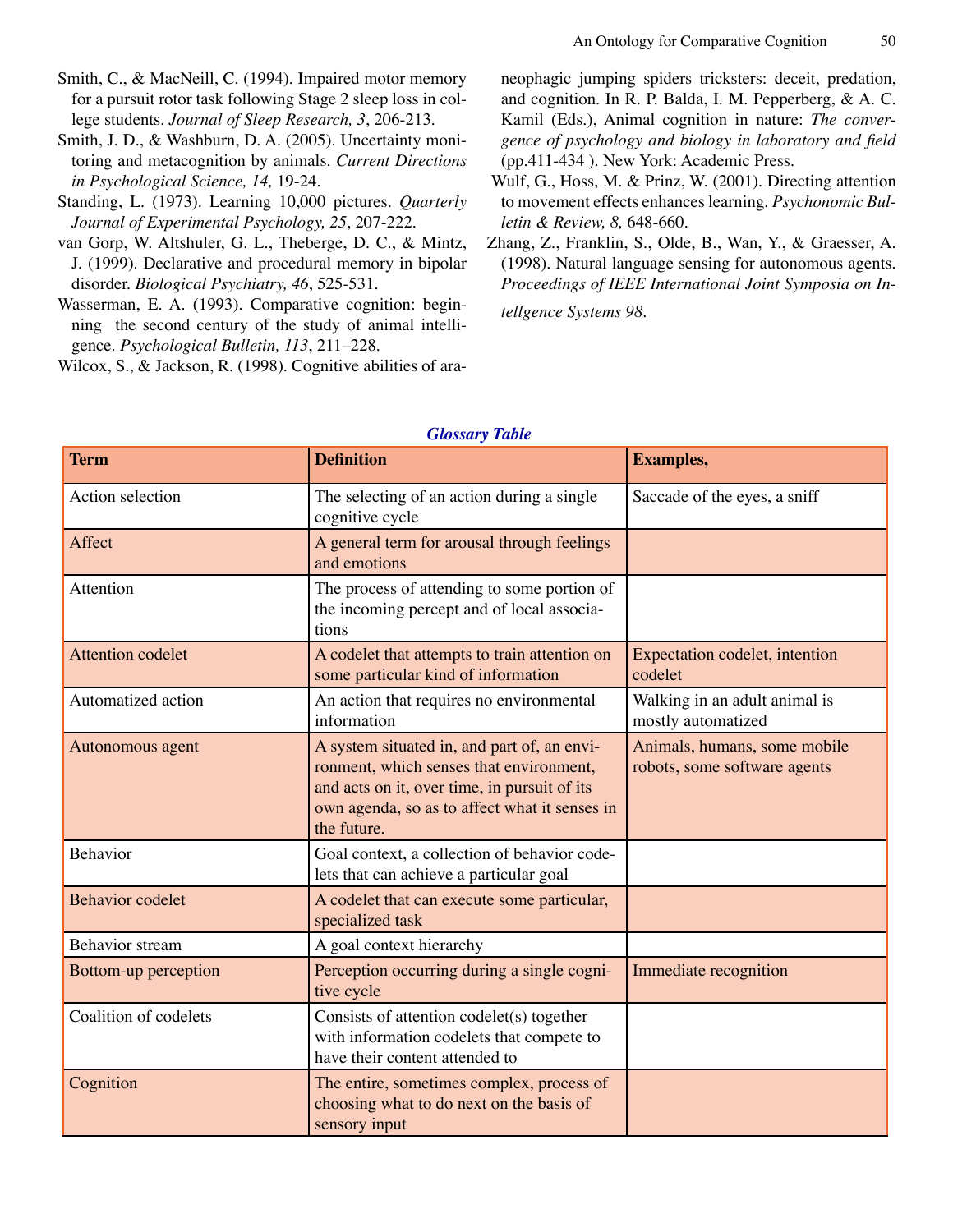Smith, C., & MacNeill, C. (1994). Impaired motor memory for a pursuit rotor task following Stage 2 sleep loss in college students. *Journal of Sleep Research, 3*, 206-213.

Smith, J. D., & Washburn, D. A. (2005). Uncertainty monitoring and metacognition by animals. *Current Directions in Psychological Science, 14,* 19-24.

Standing, L. (1973). Learning 10,000 pictures. *Quarterly Journal of Experimental Psychology, 25*, 207-222.

van Gorp, W. Altshuler, G. L., Theberge, D. C., & Mintz, J. (1999). Declarative and procedural memory in bipolar disorder. *Biological Psychiatry, 46*, 525-531.

Wasserman, E. A. (1993). Comparative cognition: beginning the second century of the study of animal intelligence. *Psychological Bulletin, 113*, 211–228.

Wilcox, S., & Jackson, R. (1998). Cognitive abilities of araneophagic jumping spiders tricksters: deceit, predation, and cognition. In R. P. Balda, I. M. Pepperberg, & A. C. Kamil (Eds.), Animal cognition in nature: *The convergence of psychology and biology in laboratory and field* (pp.411-434 ). New York: Academic Press.

Wulf, G., Hoss, M. & Prinz, W. (2001). Directing attention to movement effects enhances learning. *Psychonomic Bulletin & Review, 8,* 648-660.

Zhang, Z., Franklin, S., Olde, B., Wan, Y., & Graesser, A. (1998). Natural language sensing for autonomous agents. *Proceedings of IEEE International Joint Symposia on Intellgence Systems 98*.

***Glossary Table***

| **Term** | **Definition** | **Examples,** |
|---|---|---|
| Action selection | The selecting of an action during a single cognitive cycle | Saccade of the eyes, a sniff |
| Affect | A general term for arousal through feelings and emotions | |
| Attention | The process of attending to some portion of the incoming percept and of local associations | |
| Attention codelet | A codelet that attempts to train attention on some particular kind of information | Expectation codelet, intention codelet |
| Automatized action | An action that requires no environmental information | Walking in an adult animal is mostly automatized |
| Autonomous agent | A system situated in, and part of, an environment, which senses that environment, and acts on it, over time, in pursuit of its own agenda, so as to affect what it senses in the future. | Animals, humans, some mobile robots, some software agents |
| Behavior | Goal context, a collection of behavior codelets that can achieve a particular goal | |
| Behavior codelet | A codelet that can execute some particular, specialized task | |
| Behavior stream | A goal context hierarchy | |
| Bottom-up perception | Perception occurring during a single cognitive cycle | Immediate recognition |
| Coalition of codelets | Consists of attention codelet(s) together with information codelets that compete to have their content attended to | |
| Cognition | The entire, sometimes complex, process of choosing what to do next on the basis of sensory input | |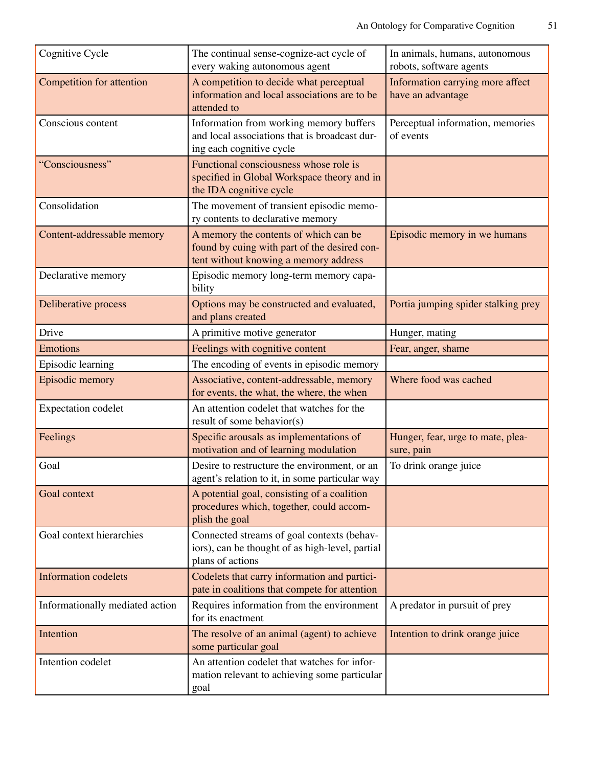| | | |
|---|---|---|
| Cognitive Cycle | The continual sense-cognize-act cycle of every waking autonomous agent | In animals, humans, autonomous robots, software agents |
| Competition for attention | A competition to decide what perceptual information and local associations are to be attended to | Information carrying more affect have an advantage |
| Conscious content | Information from working memory buffers and local associations that is broadcast during each cognitive cycle | Perceptual information, memories of events |
| "Consciousness" | Functional consciousness whose role is specified in Global Workspace theory and in the IDA cognitive cycle | |
| Consolidation | The movement of transient episodic memory contents to declarative memory | |
| Content-addressable memory | A memory the contents of which can be found by cuing with part of the desired content without knowing a memory address | Episodic memory in we humans |
| Declarative memory | Episodic memory long-term memory capability | |
| Deliberative process | Options may be constructed and evaluated, and plans created | Portia jumping spider stalking prey |
| Drive | A primitive motive generator | Hunger, mating |
| Emotions | Feelings with cognitive content | Fear, anger, shame |
| Episodic learning | The encoding of events in episodic memory | |
| Episodic memory | Associative, content-addressable, memory for events, the what, the where, the when | Where food was cached |
| Expectation codelet | An attention codelet that watches for the result of some behavior(s) | |
| Feelings | Specific arousals as implementations of motivation and of learning modulation | Hunger, fear, urge to mate, pleasure, pain |
| Goal | Desire to restructure the environment, or an agent's relation to it, in some particular way | To drink orange juice |
| Goal context | A potential goal, consisting of a coalition procedures which, together, could accomplish the goal | |
| Goal context hierarchies | Connected streams of goal contexts (behaviors), can be thought of as high-level, partial plans of actions | |
| Information codelets | Codelets that carry information and participate in coalitions that compete for attention | |
| Informationally mediated action | Requires information from the environment for its enactment | A predator in pursuit of prey |
| Intention | The resolve of an animal (agent) to achieve some particular goal | Intention to drink orange juice |
| Intention codelet | An attention codelet that watches for information relevant to achieving some particular goal | |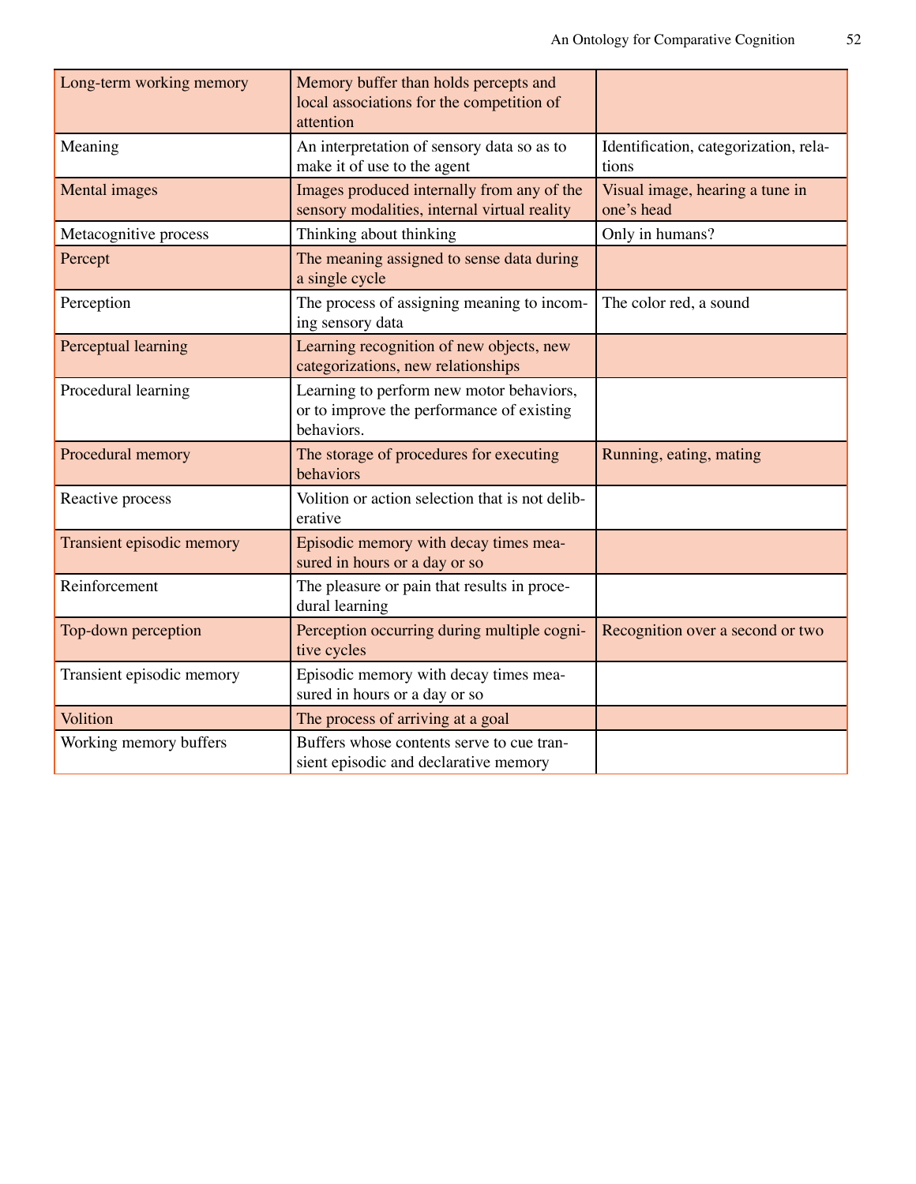| | | |
|---|---|---|
| Long-term working memory | Memory buffer than holds percepts and local associations for the competition of attention | |
| Meaning | An interpretation of sensory data so as to make it of use to the agent | Identification, categorization, relations |
| Mental images | Images produced internally from any of the sensory modalities, internal virtual reality | Visual image, hearing a tune in one's head |
| Metacognitive process | Thinking about thinking | Only in humans? |
| Percept | The meaning assigned to sense data during a single cycle | |
| Perception | The process of assigning meaning to incoming sensory data | The color red, a sound |
| Perceptual learning | Learning recognition of new objects, new categorizations, new relationships | |
| Procedural learning | Learning to perform new motor behaviors, or to improve the performance of existing behaviors. | |
| Procedural memory | The storage of procedures for executing behaviors | Running, eating, mating |
| Reactive process | Volition or action selection that is not deliberative | |
| Transient episodic memory | Episodic memory with decay times measured in hours or a day or so | |
| Reinforcement | The pleasure or pain that results in procedural learning | |
| Top-down perception | Perception occurring during multiple cognitive cycles | Recognition over a second or two |
| Transient episodic memory | Episodic memory with decay times measured in hours or a day or so | |
| Volition | The process of arriving at a goal | |
| Working memory buffers | Buffers whose contents serve to cue transient episodic and declarative memory | |